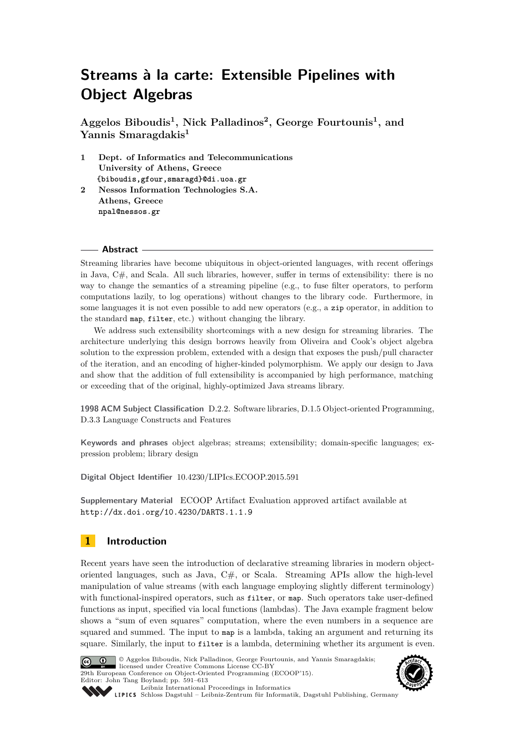# Streams à la carte: Extensible Pipelines with Object Algebras

**Aggelos Biboudis[1], Nick Palladinos[2], George Fourtounis[1], and Yannis Smaragdakis[1]**

1 Dept. of Informatics and Telecommunications
University of Athens, Greece
{biboudis,gfour,smaragd}@di.uoa.gr

2 Nessos Information Technologies S.A.
Athens, Greece
npal@nessos.gr

## Abstract

Streaming libraries have become ubiquitous in object-oriented languages, with recent offerings in Java, C#, and Scala. All such libraries, however, suffer in terms of extensibility: there is no way to change the semantics of a streaming pipeline (e.g., to fuse filter operators, to perform computations lazily, to log operations) without changes to the library code. Furthermore, in some languages it is not even possible to add new operators (e.g., a `zip` operator, in addition to the standard `map`, `filter`, etc.) without changing the library.

We address such extensibility shortcomings with a new design for streaming libraries. The architecture underlying this design borrows heavily from Oliveira and Cook's object algebra solution to the expression problem, extended with a design that exposes the push/pull character of the iteration, and an encoding of higher-kinded polymorphism. We apply our design to Java and show that the addition of full extensibility is accompanied by high performance, matching or exceeding that of the original, highly-optimized Java streams library.

**1998 ACM Subject Classification** D.2.2. Software libraries, D.1.5 Object-oriented Programming, D.3.3 Language Constructs and Features

**Keywords and phrases** object algebras; streams; extensibility; domain-specific languages; expression problem; library design

**Digital Object Identifier** 10.4230/LIPIcs.ECOOP.2015.591

**Supplementary Material** ECOOP Artifact Evaluation approved artifact available at `http://dx.doi.org/10.4230/DARTS.1.1.9`

## 1 Introduction

Recent years have seen the introduction of declarative streaming libraries in modern object-oriented languages, such as Java, C#, or Scala. Streaming APIs allow the high-level manipulation of value streams (with each language employing slightly different terminology) with functional-inspired operators, such as `filter`, or `map`. Such operators take user-defined functions as input, specified via local functions (lambdas). The Java example fragment below shows a "sum of even squares" computation, where the even numbers in a sequence are squared and summed. The input to `map` is a lambda, taking an argument and returning its square. Similarly, the input to `filter` is a lambda, determining whether its argument is even.

© Aggelos Biboudis, Nick Palladinos, George Fourtounis, and Yannis Smaragdakis;
licensed under Creative Commons License CC-BY
29th European Conference on Object-Oriented Programming (ECOOP'15).
Editor: John Tang Boyland; pp. 591–613
Leibniz International Proceedings in Informatics
LIPICS Schloss Dagstuhl – Leibniz-Zentrum für Informatik, Dagstuhl Publishing, Germany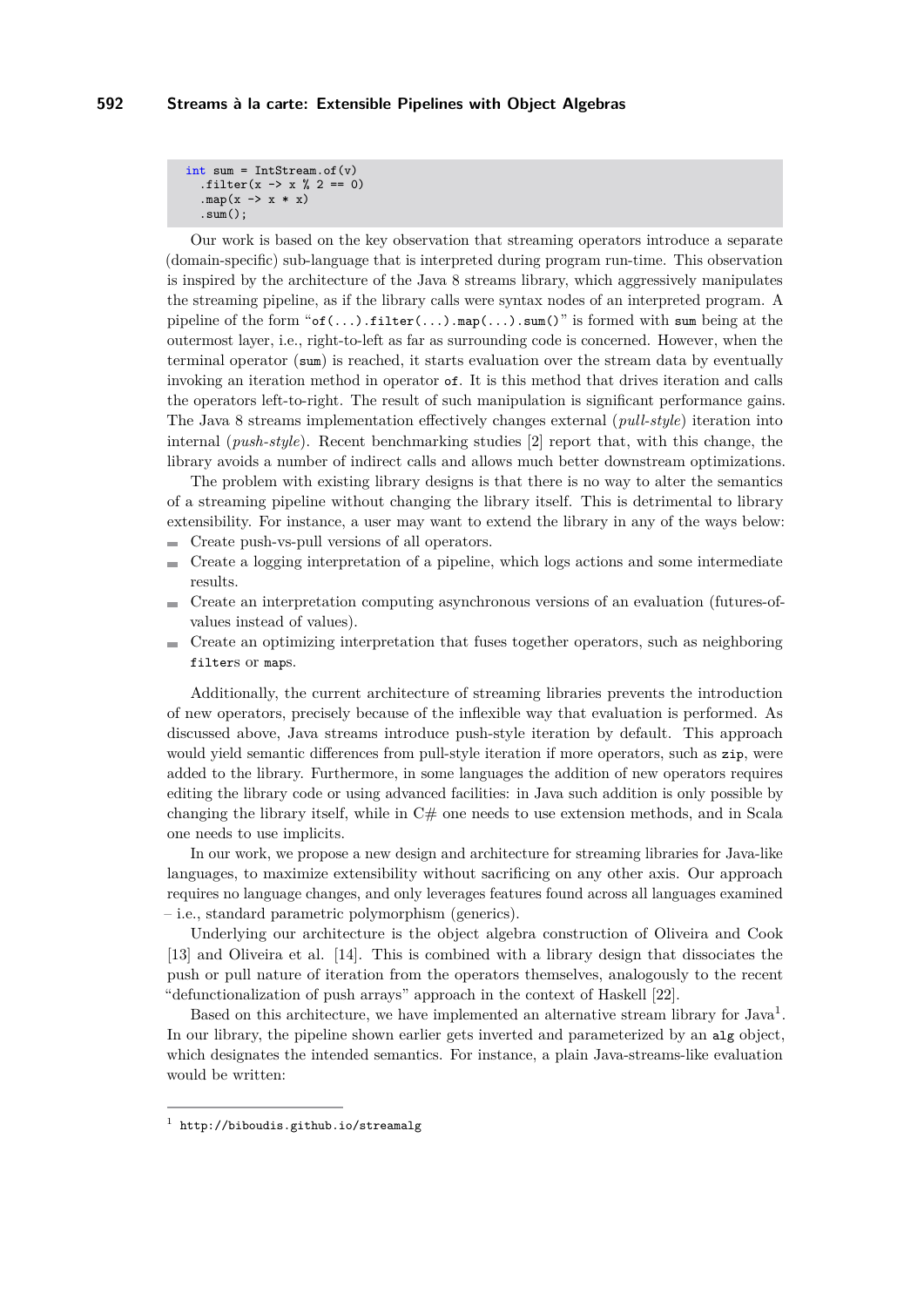```java
int sum = IntStream.of(v)
  .filter(x -> x % 2 == 0)
  .map(x -> x * x)
  .sum();
```

Our work is based on the key observation that streaming operators introduce a separate (domain-specific) sub-language that is interpreted during program run-time. This observation is inspired by the architecture of the Java 8 streams library, which aggressively manipulates the streaming pipeline, as if the library calls were syntax nodes of an interpreted program. A pipeline of the form "`of(...).filter(...).map(...).sum()`" is formed with `sum` being at the outermost layer, i.e., right-to-left as far as surrounding code is concerned. However, when the terminal operator (`sum`) is reached, it starts evaluation over the stream data by eventually invoking an iteration method in operator `of`. It is this method that drives iteration and calls the operators left-to-right. The result of such manipulation is significant performance gains. The Java 8 streams implementation effectively changes external (*pull-style*) iteration into internal (*push-style*). Recent benchmarking studies [2] report that, with this change, the library avoids a number of indirect calls and allows much better downstream optimizations.

The problem with existing library designs is that there is no way to alter the semantics of a streaming pipeline without changing the library itself. This is detrimental to library extensibility. For instance, a user may want to extend the library in any of the ways below:

- Create push-vs-pull versions of all operators.
- Create a logging interpretation of a pipeline, which logs actions and some intermediate results.
- Create an interpretation computing asynchronous versions of an evaluation (futures-of-values instead of values).
- Create an optimizing interpretation that fuses together operators, such as neighboring `filters` or `maps`.

Additionally, the current architecture of streaming libraries prevents the introduction of new operators, precisely because of the inflexible way that evaluation is performed. As discussed above, Java streams introduce push-style iteration by default. This approach would yield semantic differences from pull-style iteration if more operators, such as `zip`, were added to the library. Furthermore, in some languages the addition of new operators requires editing the library code or using advanced facilities: in Java such addition is only possible by changing the library itself, while in C# one needs to use extension methods, and in Scala one needs to use implicits.

In our work, we propose a new design and architecture for streaming libraries for Java-like languages, to maximize extensibility without sacrificing on any other axis. Our approach requires no language changes, and only leverages features found across all languages examined – i.e., standard parametric polymorphism (generics).

Underlying our architecture is the object algebra construction of Oliveira and Cook [13] and Oliveira et al. [14]. This is combined with a library design that dissociates the push or pull nature of iteration from the operators themselves, analogously to the recent "defunctionalization of push arrays" approach in the context of Haskell [22].

Based on this architecture, we have implemented an alternative stream library for Java[1]. In our library, the pipeline shown earlier gets inverted and parameterized by an `alg` object, which designates the intended semantics. For instance, a plain Java-streams-like evaluation would be written:

[1] http://biboudis.github.io/streamalg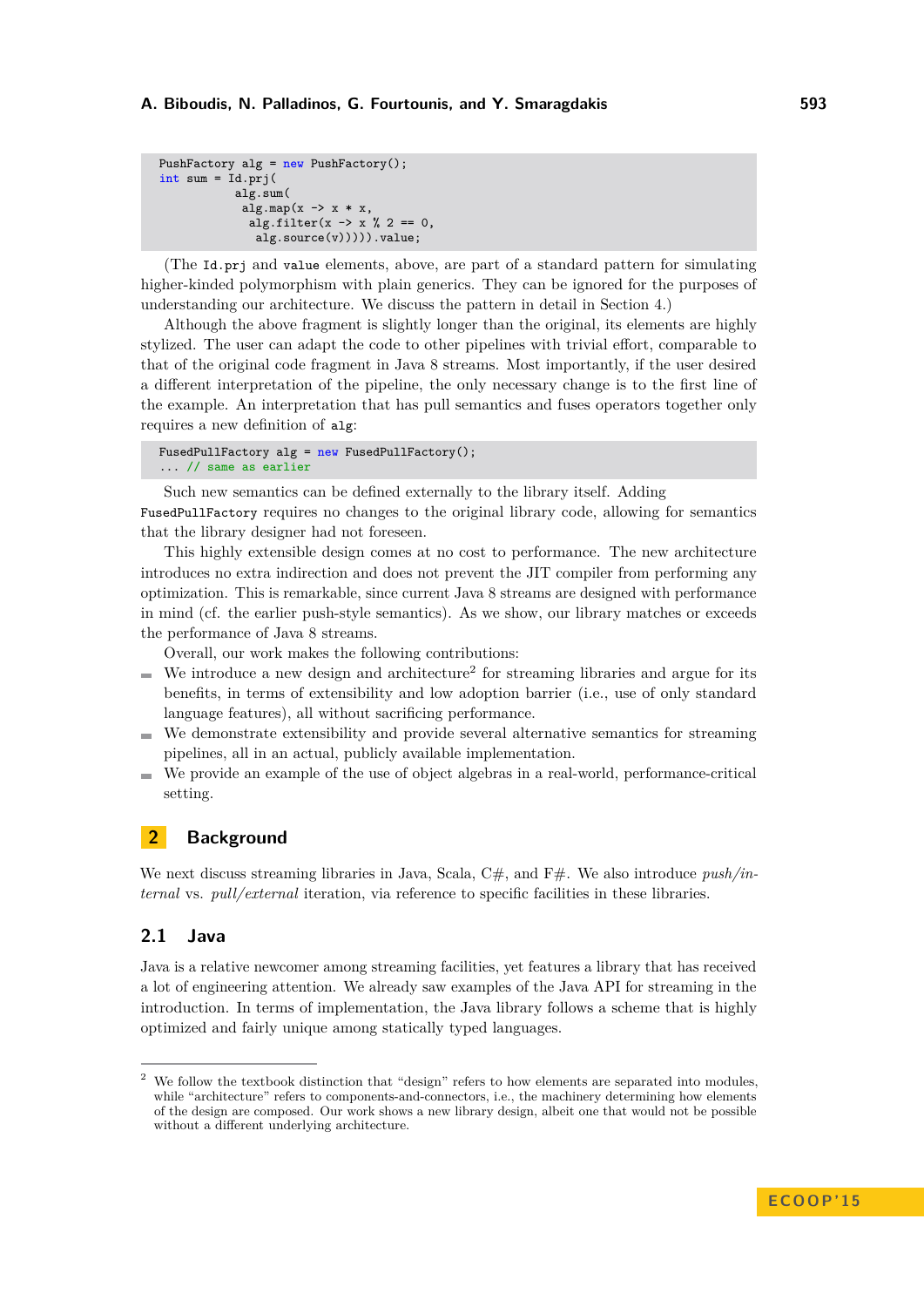```java
PushFactory alg = new PushFactory();
int sum = Id.prj(
           alg.sum(
            alg.map(x -> x * x,
             alg.filter(x -> x % 2 == 0,
              alg.source(v))))).value;
```

(The `Id.prj` and `value` elements, above, are part of a standard pattern for simulating higher-kinded polymorphism with plain generics. They can be ignored for the purposes of understanding our architecture. We discuss the pattern in detail in Section 4.)

Although the above fragment is slightly longer than the original, its elements are highly stylized. The user can adapt the code to other pipelines with trivial effort, comparable to that of the original code fragment in Java 8 streams. Most importantly, if the user desired a different interpretation of the pipeline, the only necessary change is to the first line of the example. An interpretation that has pull semantics and fuses operators together only requires a new definition of `alg`:

```java
FusedPullFactory alg = new FusedPullFactory();
... // same as earlier
```

Such new semantics can be defined externally to the library itself. Adding `FusedPullFactory` requires no changes to the original library code, allowing for semantics that the library designer had not foreseen.

This highly extensible design comes at no cost to performance. The new architecture introduces no extra indirection and does not prevent the JIT compiler from performing any optimization. This is remarkable, since current Java 8 streams are designed with performance in mind (cf. the earlier push-style semantics). As we show, our library matches or exceeds the performance of Java 8 streams.

Overall, our work makes the following contributions:

- We introduce a new design and architecture[2] for streaming libraries and argue for its benefits, in terms of extensibility and low adoption barrier (i.e., use of only standard language features), all without sacrificing performance.
- We demonstrate extensibility and provide several alternative semantics for streaming pipelines, all in an actual, publicly available implementation.
- We provide an example of the use of object algebras in a real-world, performance-critical setting.

## 2 Background

We next discuss streaming libraries in Java, Scala, C#, and F#. We also introduce *push/internal* vs. *pull/external* iteration, via reference to specific facilities in these libraries.

### 2.1 Java

Java is a relative newcomer among streaming facilities, yet features a library that has received a lot of engineering attention. We already saw examples of the Java API for streaming in the introduction. In terms of implementation, the Java library follows a scheme that is highly optimized and fairly unique among statically typed languages.

[2] We follow the textbook distinction that "design" refers to how elements are separated into modules, while "architecture" refers to components-and-connectors, i.e., the machinery determining how elements of the design are composed. Our work shows a new library design, albeit one that would not be possible without a different underlying architecture.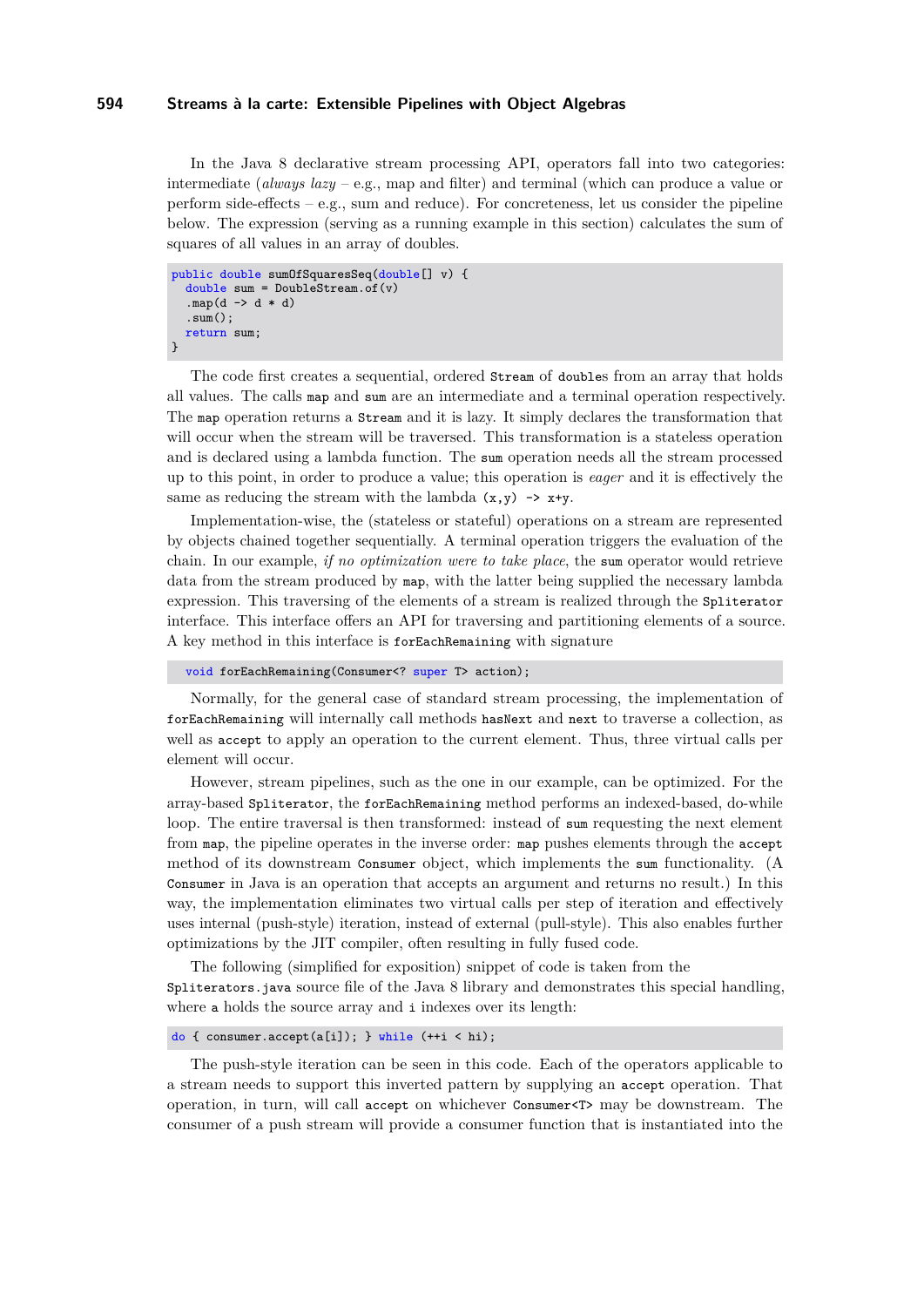In the Java 8 declarative stream processing API, operators fall into two categories: intermediate (*always lazy* – e.g., map and filter) and terminal (which can produce a value or perform side-effects – e.g., sum and reduce). For concreteness, let us consider the pipeline below. The expression (serving as a running example in this section) calculates the sum of squares of all values in an array of doubles.

```
public double sumOfSquaresSeq(double[] v) {
  double sum = DoubleStream.of(v)
  .map(d -> d * d)
  .sum();
  return sum;
}
```

The code first creates a sequential, ordered `Stream` of `double`s from an array that holds all values. The calls `map` and `sum` are an intermediate and a terminal operation respectively. The `map` operation returns a `Stream` and it is lazy. It simply declares the transformation that will occur when the stream will be traversed. This transformation is a stateless operation and is declared using a lambda function. The `sum` operation needs all the stream processed up to this point, in order to produce a value; this operation is *eager* and it is effectively the same as reducing the stream with the lambda `(x,y) -> x+y`.

Implementation-wise, the (stateless or stateful) operations on a stream are represented by objects chained together sequentially. A terminal operation triggers the evaluation of the chain. In our example, *if no optimization were to take place*, the `sum` operator would retrieve data from the stream produced by `map`, with the latter being supplied the necessary lambda expression. This traversing of the elements of a stream is realized through the `Spliterator` interface. This interface offers an API for traversing and partitioning elements of a source. A key method in this interface is `forEachRemaining` with signature

```
  void forEachRemaining(Consumer<? super T> action);
```

Normally, for the general case of standard stream processing, the implementation of `forEachRemaining` will internally call methods `hasNext` and `next` to traverse a collection, as well as `accept` to apply an operation to the current element. Thus, three virtual calls per element will occur.

However, stream pipelines, such as the one in our example, can be optimized. For the array-based `Spliterator`, the `forEachRemaining` method performs an indexed-based, do-while loop. The entire traversal is then transformed: instead of `sum` requesting the next element from `map`, the pipeline operates in the inverse order: `map` pushes elements through the `accept` method of its downstream `Consumer` object, which implements the `sum` functionality. (A `Consumer` in Java is an operation that accepts an argument and returns no result.) In this way, the implementation eliminates two virtual calls per step of iteration and effectively uses internal (push-style) iteration, instead of external (pull-style). This also enables further optimizations by the JIT compiler, often resulting in fully fused code.

The following (simplified for exposition) snippet of code is taken from the `Spliterators.java` source file of the Java 8 library and demonstrates this special handling, where `a` holds the source array and `i` indexes over its length:

```
do { consumer.accept(a[i]); } while (++i < hi);
```

The push-style iteration can be seen in this code. Each of the operators applicable to a stream needs to support this inverted pattern by supplying an `accept` operation. That operation, in turn, will call `accept` on whichever `Consumer<T>` may be downstream. The consumer of a push stream will provide a consumer function that is instantiated into the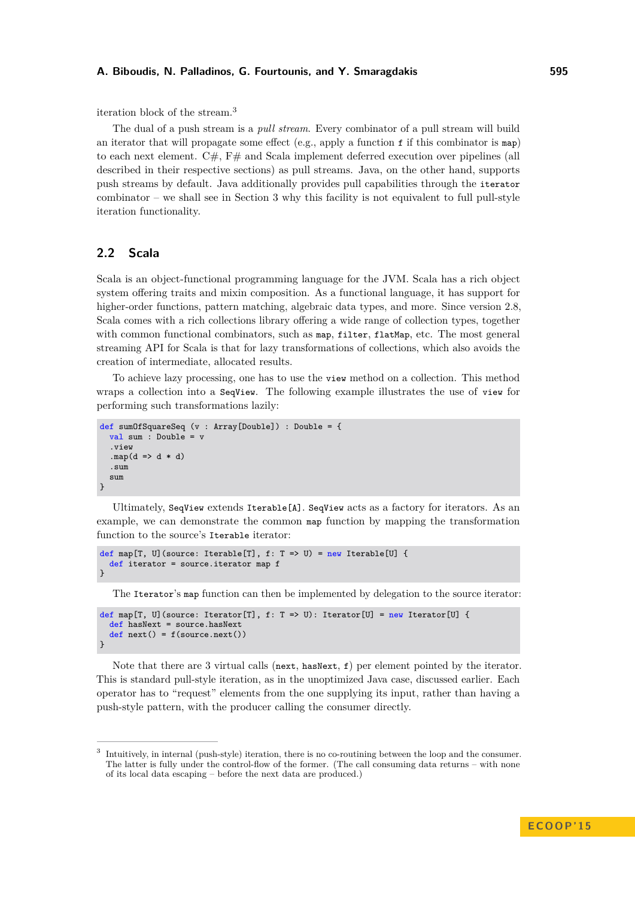iteration block of the stream.[3]

The dual of a push stream is a *pull stream*. Every combinator of a pull stream will build an iterator that will propagate some effect (e.g., apply a function `f` if this combinator is `map`) to each next element. C#, F# and Scala implement deferred execution over pipelines (all described in their respective sections) as pull streams. Java, on the other hand, supports push streams by default. Java additionally provides pull capabilities through the `iterator` combinator – we shall see in Section 3 why this facility is not equivalent to full pull-style iteration functionality.

## 2.2 Scala

Scala is an object-functional programming language for the JVM. Scala has a rich object system offering traits and mixin composition. As a functional language, it has support for higher-order functions, pattern matching, algebraic data types, and more. Since version 2.8, Scala comes with a rich collections library offering a wide range of collection types, together with common functional combinators, such as `map`, `filter`, `flatMap`, etc. The most general streaming API for Scala is that for lazy transformations of collections, which also avoids the creation of intermediate, allocated results.

To achieve lazy processing, one has to use the `view` method on a collection. This method wraps a collection into a `SeqView`. The following example illustrates the use of `view` for performing such transformations lazily:

```
def sumOfSquareSeq (v : Array[Double]) : Double = {
  val sum : Double = v
  .view
  .map(d => d * d)
  .sum
  sum
}
```

Ultimately, `SeqView` extends `Iterable[A]`. `SeqView` acts as a factory for iterators. As an example, we can demonstrate the common `map` function by mapping the transformation function to the source's `Iterable` iterator:

```
def map[T, U](source: Iterable[T], f: T => U) = new Iterable[U] {
  def iterator = source.iterator map f
}
```

The `Iterator`'s `map` function can then be implemented by delegation to the source iterator:

```
def map[T, U](source: Iterator[T], f: T => U): Iterator[U] = new Iterator[U] {
  def hasNext = source.hasNext
  def next() = f(source.next())
}
```

Note that there are 3 virtual calls (`next`, `hasNext`, `f`) per element pointed by the iterator. This is standard pull-style iteration, as in the unoptimized Java case, discussed earlier. Each operator has to "request" elements from the one supplying its input, rather than having a push-style pattern, with the producer calling the consumer directly.

---

[3] Intuitively, in internal (push-style) iteration, there is no co-routining between the loop and the consumer. The latter is fully under the control-flow of the former. (The call consuming data returns – with none of its local data escaping – before the next data are produced.)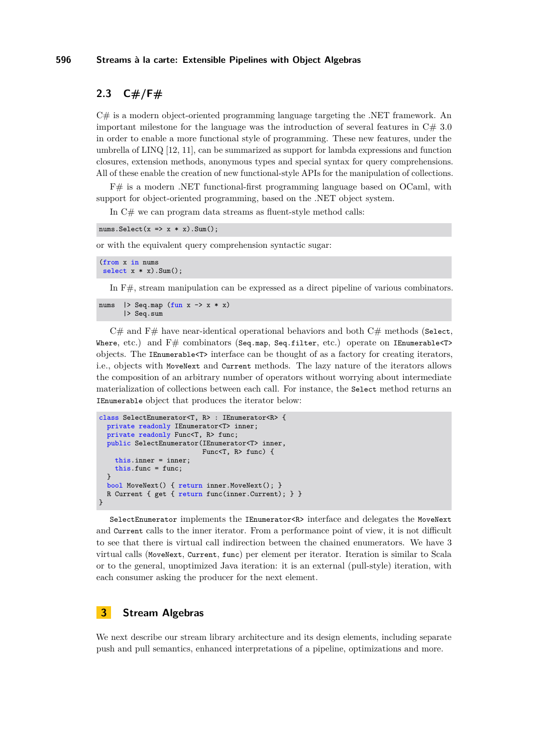## 2.3 C#/F#

C# is a modern object-oriented programming language targeting the .NET framework. An important milestone for the language was the introduction of several features in C# 3.0 in order to enable a more functional style of programming. These new features, under the umbrella of LINQ [12, 11], can be summarized as support for lambda expressions and function closures, extension methods, anonymous types and special syntax for query comprehensions. All of these enable the creation of new functional-style APIs for the manipulation of collections.

F# is a modern .NET functional-first programming language based on OCaml, with support for object-oriented programming, based on the .NET object system.

In C# we can program data streams as fluent-style method calls:

```
nums.Select(x => x * x).Sum();
```

or with the equivalent query comprehension syntactic sugar:

```
(from x in nums
 select x * x).Sum();
```

In F#, stream manipulation can be expressed as a direct pipeline of various combinators.

```
nums  |> Seq.map (fun x -> x * x)
      |> Seq.sum
```

C# and F# have near-identical operational behaviors and both C# methods (`Select`, `Where`, etc.) and F# combinators (`Seq.map`, `Seq.filter`, etc.) operate on `IEnumerable<T>` objects. The `IEnumerable<T>` interface can be thought of as a factory for creating iterators, i.e., objects with `MoveNext` and `Current` methods. The lazy nature of the iterators allows the composition of an arbitrary number of operators without worrying about intermediate materialization of collections between each call. For instance, the `Select` method returns an `IEnumerable` object that produces the iterator below:

```
class SelectEnumerator<T, R> : IEnumerator<R> {
  private readonly IEnumerator<T> inner;
  private readonly Func<T, R> func;
  public SelectEnumerator(IEnumerator<T> inner,
                          Func<T, R> func) {
    this.inner = inner;
    this.func = func;
  }
  bool MoveNext() { return inner.MoveNext(); }
  R Current { get { return func(inner.Current); } }
}
```

`SelectEnumerator` implements the `IEnumerator<R>` interface and delegates the `MoveNext` and `Current` calls to the inner iterator. From a performance point of view, it is not difficult to see that there is virtual call indirection between the chained enumerators. We have 3 virtual calls (`MoveNext`, `Current`, `func`) per element per iterator. Iteration is similar to Scala or to the general, unoptimized Java iteration: it is an external (pull-style) iteration, with each consumer asking the producer for the next element.

# 3 Stream Algebras

We next describe our stream library architecture and its design elements, including separate push and pull semantics, enhanced interpretations of a pipeline, optimizations and more.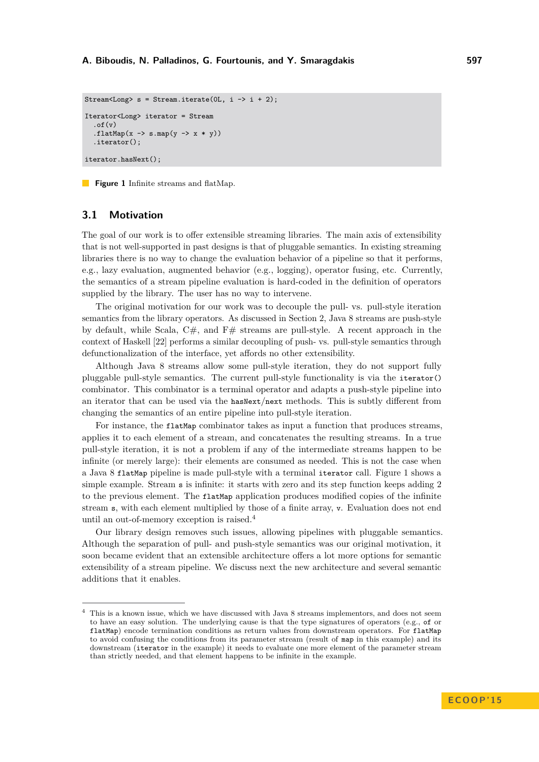```
Stream<Long> s = Stream.iterate(0L, i -> i + 2);

Iterator<Long> iterator = Stream
  .of(v)
  .flatMap(x -> s.map(y -> x * y))
  .iterator();

iterator.hasNext();
```

**Figure 1** Infinite streams and flatMap.

## 3.1 Motivation

The goal of our work is to offer extensible streaming libraries. The main axis of extensibility that is not well-supported in past designs is that of pluggable semantics. In existing streaming libraries there is no way to change the evaluation behavior of a pipeline so that it performs, e.g., lazy evaluation, augmented behavior (e.g., logging), operator fusing, etc. Currently, the semantics of a stream pipeline evaluation is hard-coded in the definition of operators supplied by the library. The user has no way to intervene.

The original motivation for our work was to decouple the pull- vs. pull-style iteration semantics from the library operators. As discussed in Section 2, Java 8 streams are push-style by default, while Scala, C#, and F# streams are pull-style. A recent approach in the context of Haskell [22] performs a similar decoupling of push- vs. pull-style semantics through defunctionalization of the interface, yet affords no other extensibility.

Although Java 8 streams allow some pull-style iteration, they do not support fully pluggable pull-style semantics. The current pull-style functionality is via the `iterator()` combinator. This combinator is a terminal operator and adapts a push-style pipeline into an iterator that can be used via the `hasNext`/`next` methods. This is subtly different from changing the semantics of an entire pipeline into pull-style iteration.

For instance, the `flatMap` combinator takes as input a function that produces streams, applies it to each element of a stream, and concatenates the resulting streams. In a true pull-style iteration, it is not a problem if any of the intermediate streams happen to be infinite (or merely large): their elements are consumed as needed. This is not the case when a Java 8 `flatMap` pipeline is made pull-style with a terminal `iterator` call. Figure 1 shows a simple example. Stream `s` is infinite: it starts with zero and its step function keeps adding 2 to the previous element. The `flatMap` application produces modified copies of the infinite stream `s`, with each element multiplied by those of a finite array, `v`. Evaluation does not end until an out-of-memory exception is raised.[4]

Our library design removes such issues, allowing pipelines with pluggable semantics. Although the separation of pull- and push-style semantics was our original motivation, it soon became evident that an extensible architecture offers a lot more options for semantic extensibility of a stream pipeline. We discuss next the new architecture and several semantic additions that it enables.

---

[4] This is a known issue, which we have discussed with Java 8 streams implementors, and does not seem to have an easy solution. The underlying cause is that the type signatures of operators (e.g., `of` or `flatMap`) encode termination conditions as return values from downstream operators. For `flatMap` to avoid confusing the conditions from its parameter stream (result of `map` in this example) and its downstream (`iterator` in the example) it needs to evaluate one more element of the parameter stream than strictly needed, and that element happens to be infinite in the example.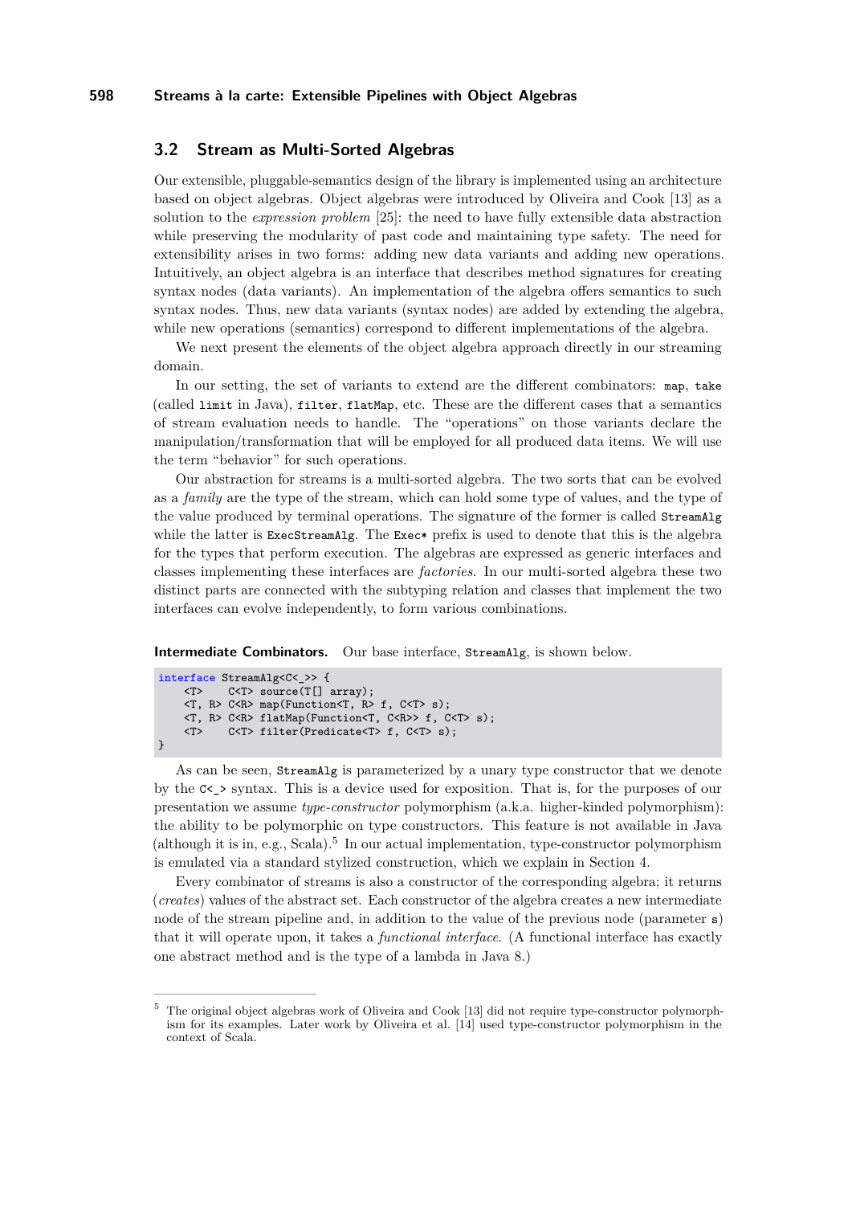## 3.2 Stream as Multi-Sorted Algebras

Our extensible, pluggable-semantics design of the library is implemented using an architecture based on object algebras. Object algebras were introduced by Oliveira and Cook [13] as a solution to the *expression problem* [25]: the need to have fully extensible data abstraction while preserving the modularity of past code and maintaining type safety. The need for extensibility arises in two forms: adding new data variants and adding new operations. Intuitively, an object algebra is an interface that describes method signatures for creating syntax nodes (data variants). An implementation of the algebra offers semantics to such syntax nodes. Thus, new data variants (syntax nodes) are added by extending the algebra, while new operations (semantics) correspond to different implementations of the algebra.

We next present the elements of the object algebra approach directly in our streaming domain.

In our setting, the set of variants to extend are the different combinators: `map`, `take` (called `limit` in Java), `filter`, `flatMap`, etc. These are the different cases that a semantics of stream evaluation needs to handle. The "operations" on those variants declare the manipulation/transformation that will be employed for all produced data items. We will use the term "behavior" for such operations.

Our abstraction for streams is a multi-sorted algebra. The two sorts that can be evolved as a *family* are the type of the stream, which can hold some type of values, and the type of the value produced by terminal operations. The signature of the former is called `StreamAlg` while the latter is `ExecStreamAlg`. The `Exec*` prefix is used to denote that this is the algebra for the types that perform execution. The algebras are expressed as generic interfaces and classes implementing these interfaces are *factories*. In our multi-sorted algebra these two distinct parts are connected with the subtyping relation and classes that implement the two interfaces can evolve independently, to form various combinations.

**Intermediate Combinators.** Our base interface, `StreamAlg`, is shown below.

```
interface StreamAlg<C<_>> {
    <T>    C<T> source(T[] array);
    <T, R> C<R> map(Function<T, R> f, C<T> s);
    <T, R> C<R> flatMap(Function<T, C<R>> f, C<T> s);
    <T>    C<T> filter(Predicate<T> f, C<T> s);
}
```

As can be seen, `StreamAlg` is parameterized by a unary type constructor that we denote by the `C<_>` syntax. This is a device used for exposition. That is, for the purposes of our presentation we assume *type-constructor* polymorphism (a.k.a. higher-kinded polymorphism): the ability to be polymorphic on type constructors. This feature is not available in Java (although it is in, e.g., Scala).[5] In our actual implementation, type-constructor polymorphism is emulated via a standard stylized construction, which we explain in Section 4.

Every combinator of streams is also a constructor of the corresponding algebra; it returns (*creates*) values of the abstract set. Each constructor of the algebra creates a new intermediate node of the stream pipeline and, in addition to the value of the previous node (parameter `s`) that it will operate upon, it takes a *functional interface*. (A functional interface has exactly one abstract method and is the type of a lambda in Java 8.)

---

[5] The original object algebras work of Oliveira and Cook [13] did not require type-constructor polymorphism for its examples. Later work by Oliveira et al. [14] used type-constructor polymorphism in the context of Scala.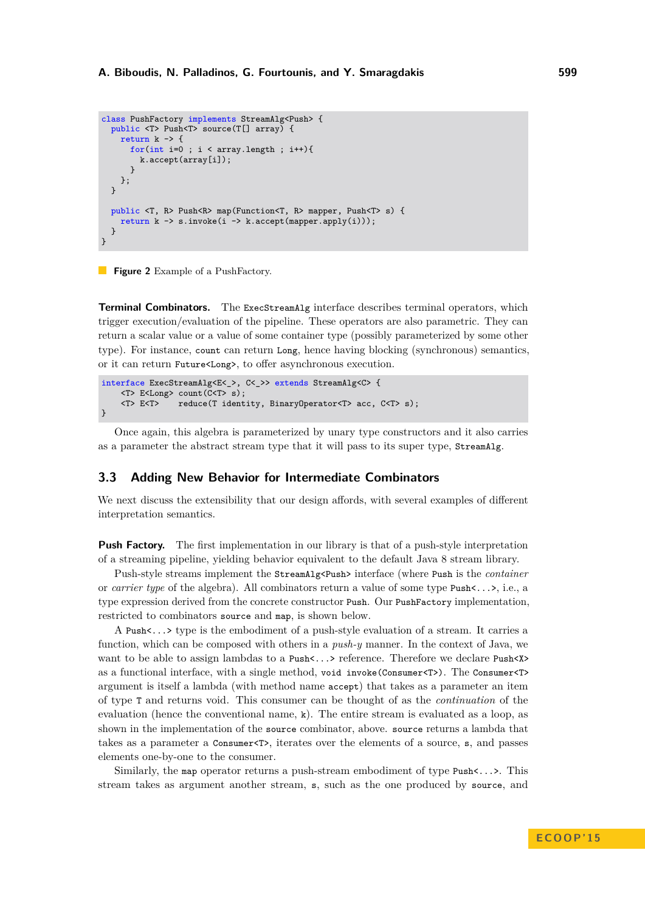```
class PushFactory implements StreamAlg<Push> {
  public <T> Push<T> source(T[] array) {
    return k -> {
      for(int i=0 ; i < array.length ; i++){
        k.accept(array[i]);
      }
    };
  }

  public <T, R> Push<R> map(Function<T, R> mapper, Push<T> s) {
    return k -> s.invoke(i -> k.accept(mapper.apply(i)));
  }
}
```

**Figure 2** Example of a PushFactory.

**Terminal Combinators.** The `ExecStreamAlg` interface describes terminal operators, which trigger execution/evaluation of the pipeline. These operators are also parametric. They can return a scalar value or a value of some container type (possibly parameterized by some other type). For instance, `count` can return `Long`, hence having blocking (synchronous) semantics, or it can return `Future<Long>`, to offer asynchronous execution.

```
interface ExecStreamAlg<E<_>, C<_>> extends StreamAlg<C> {
    <T> E<Long> count(C<T> s);
    <T> E<T>    reduce(T identity, BinaryOperator<T> acc, C<T> s);
}
```

Once again, this algebra is parameterized by unary type constructors and it also carries as a parameter the abstract stream type that it will pass to its super type, `StreamAlg`.

## 3.3 Adding New Behavior for Intermediate Combinators

We next discuss the extensibility that our design affords, with several examples of different interpretation semantics.

**Push Factory.** The first implementation in our library is that of a push-style interpretation of a streaming pipeline, yielding behavior equivalent to the default Java 8 stream library.

Push-style streams implement the `StreamAlg<Push>` interface (where `Push` is the *container* or *carrier type* of the algebra). All combinators return a value of some type `Push<...>`, i.e., a type expression derived from the concrete constructor `Push`. Our `PushFactory` implementation, restricted to combinators `source` and `map`, is shown below.

A `Push<...>` type is the embodiment of a push-style evaluation of a stream. It carries a function, which can be composed with others in a *push-y* manner. In the context of Java, we want to be able to assign lambdas to a `Push<...>` reference. Therefore we declare `Push<X>` as a functional interface, with a single method, `void invoke(Consumer<T>)`. The `Consumer<T>` argument is itself a lambda (with method name `accept`) that takes as a parameter an item of type `T` and returns void. This consumer can be thought of as the *continuation* of the evaluation (hence the conventional name, `k`). The entire stream is evaluated as a loop, as shown in the implementation of the `source` combinator, above. `source` returns a lambda that takes as a parameter a `Consumer<T>`, iterates over the elements of a source, `s`, and passes elements one-by-one to the consumer.

Similarly, the `map` operator returns a push-stream embodiment of type `Push<...>`. This stream takes as argument another stream, `s`, such as the one produced by `source`, and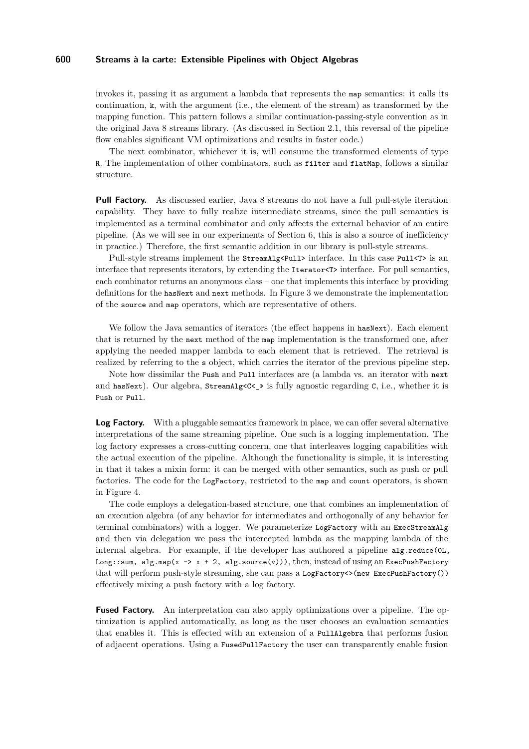invokes it, passing it as argument a lambda that represents the `map` semantics: it calls its continuation, `k`, with the argument (i.e., the element of the stream) as transformed by the mapping function. This pattern follows a similar continuation-passing-style convention as in the original Java 8 streams library. (As discussed in Section 2.1, this reversal of the pipeline flow enables significant VM optimizations and results in faster code.)

The next combinator, whichever it is, will consume the transformed elements of type `R`. The implementation of other combinators, such as `filter` and `flatMap`, follows a similar structure.

**Pull Factory.** As discussed earlier, Java 8 streams do not have a full pull-style iteration capability. They have to fully realize intermediate streams, since the pull semantics is implemented as a terminal combinator and only affects the external behavior of an entire pipeline. (As we will see in our experiments of Section 6, this is also a source of inefficiency in practice.) Therefore, the first semantic addition in our library is pull-style streams.

Pull-style streams implement the `StreamAlg<Pull>` interface. In this case `Pull<T>` is an interface that represents iterators, by extending the `Iterator<T>` interface. For pull semantics, each combinator returns an anonymous class – one that implements this interface by providing definitions for the `hasNext` and `next` methods. In Figure 3 we demonstrate the implementation of the `source` and `map` operators, which are representative of others.

We follow the Java semantics of iterators (the effect happens in `hasNext`). Each element that is returned by the `next` method of the `map` implementation is the transformed one, after applying the needed mapper lambda to each element that is retrieved. The retrieval is realized by referring to the `s` object, which carries the iterator of the previous pipeline step.

Note how dissimilar the `Push` and `Pull` interfaces are (a lambda vs. an iterator with `next` and `hasNext`). Our algebra, `StreamAlg<C<_>>` is fully agnostic regarding `C`, i.e., whether it is `Push` or `Pull`.

**Log Factory.** With a pluggable semantics framework in place, we can offer several alternative interpretations of the same streaming pipeline. One such is a logging implementation. The log factory expresses a cross-cutting concern, one that interleaves logging capabilities with the actual execution of the pipeline. Although the functionality is simple, it is interesting in that it takes a mixin form: it can be merged with other semantics, such as push or pull factories. The code for the `LogFactory`, restricted to the `map` and `count` operators, is shown in Figure 4.

The code employs a delegation-based structure, one that combines an implementation of an execution algebra (of any behavior for intermediates and orthogonally of any behavior for terminal combinators) with a logger. We parameterize `LogFactory` with an `ExecStreamAlg` and then via delegation we pass the intercepted lambda as the mapping lambda of the internal algebra. For example, if the developer has authored a pipeline `alg.reduce(0L, Long::sum, alg.map(x -> x + 2, alg.source(v)))`, then, instead of using an `ExecPushFactory` that will perform push-style streaming, she can pass a `LogFactory<>(new ExecPushFactory())` effectively mixing a push factory with a log factory.

**Fused Factory.** An interpretation can also apply optimizations over a pipeline. The optimization is applied automatically, as long as the user chooses an evaluation semantics that enables it. This is effected with an extension of a `PullAlgebra` that performs fusion of adjacent operations. Using a `FusedPullFactory` the user can transparently enable fusion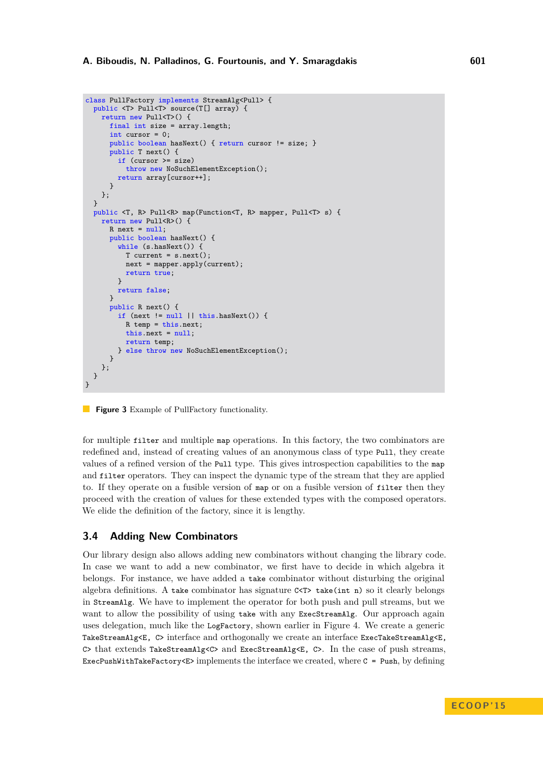```java
class PullFactory implements StreamAlg<Pull> {
  public <T> Pull<T> source(T[] array) {
    return new Pull<T>() {
      final int size = array.length;
      int cursor = 0;
      public boolean hasNext() { return cursor != size; }
      public T next() {
        if (cursor >= size)
          throw new NoSuchElementException();
        return array[cursor++];
      }
    };
  }
  public <T, R> Pull<R> map(Function<T, R> mapper, Pull<T> s) {
    return new Pull<R>() {
      R next = null;
      public boolean hasNext() {
        while (s.hasNext()) {
          T current = s.next();
          next = mapper.apply(current);
          return true;
        }
        return false;
      }
      public R next() {
        if (next != null || this.hasNext()) {
          R temp = this.next;
          this.next = null;
          return temp;
        } else throw new NoSuchElementException();
      }
    };
  }
}
```

**Figure 3** Example of PullFactory functionality.

for multiple `filter` and multiple `map` operations. In this factory, the two combinators are redefined and, instead of creating values of an anonymous class of type `Pull`, they create values of a refined version of the `Pull` type. This gives introspection capabilities to the `map` and `filter` operators. They can inspect the dynamic type of the stream that they are applied to. If they operate on a fusible version of `map` or on a fusible version of `filter` then they proceed with the creation of values for these extended types with the composed operators. We elide the definition of the factory, since it is lengthy.

## 3.4 Adding New Combinators

Our library design also allows adding new combinators without changing the library code. In case we want to add a new combinator, we first have to decide in which algebra it belongs. For instance, we have added a `take` combinator without disturbing the original algebra definitions. A `take` combinator has signature `C<T> take(int n)` so it clearly belongs in `StreamAlg`. We have to implement the operator for both push and pull streams, but we want to allow the possibility of using `take` with any `ExecStreamAlg`. Our approach again uses delegation, much like the `LogFactory`, shown earlier in Figure 4. We create a generic `TakeStreamAlg<E, C>` interface and orthogonally we create an interface `ExecTakeStreamAlg<E, C>` that extends `TakeStreamAlg<C>` and `ExecStreamAlg<E, C>`. In the case of push streams, `ExecPushWithTakeFactory<E>` implements the interface we created, where `C = Push`, by defining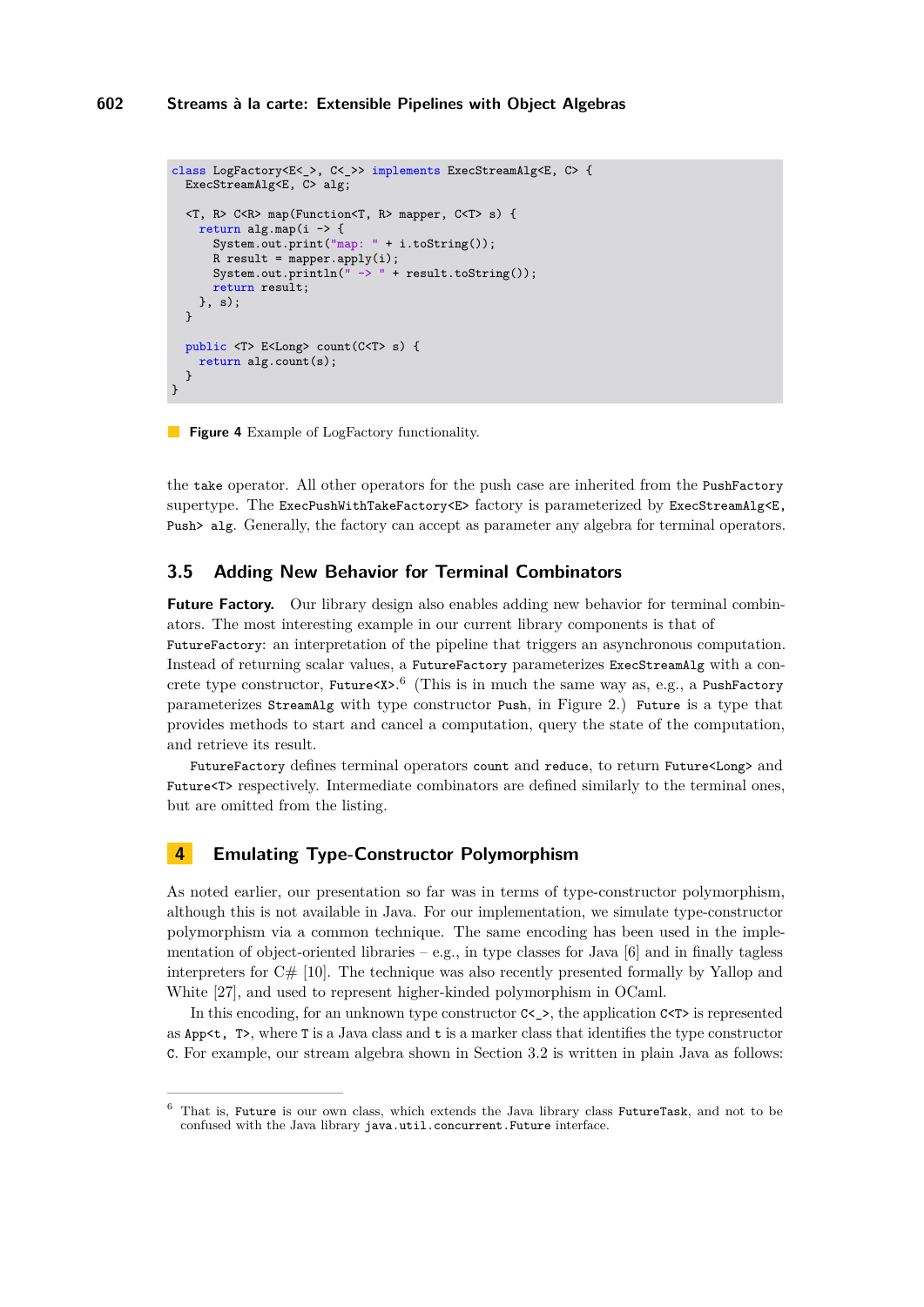```
class LogFactory<E<_>, C<_>> implements ExecStreamAlg<E, C> {
  ExecStreamAlg<E, C> alg;

  <T, R> C<R> map(Function<T, R> mapper, C<T> s) {
    return alg.map(i -> {
      System.out.print("map: " + i.toString());
      R result = mapper.apply(i);
      System.out.println(" -> " + result.toString());
      return result;
    }, s);
  }

  public <T> E<Long> count(C<T> s) {
    return alg.count(s);
  }
}
```

**Figure 4** Example of LogFactory functionality.

the `take` operator. All other operators for the push case are inherited from the `PushFactory` supertype. The `ExecPushWithTakeFactory<E>` factory is parameterized by `ExecStreamAlg<E, Push> alg`. Generally, the factory can accept as parameter any algebra for terminal operators.

## 3.5 Adding New Behavior for Terminal Combinators

**Future Factory.** Our library design also enables adding new behavior for terminal combinators. The most interesting example in our current library components is that of `FutureFactory`: an interpretation of the pipeline that triggers an asynchronous computation. Instead of returning scalar values, a `FutureFactory` parameterizes `ExecStreamAlg` with a concrete type constructor, `Future<X>`.[6] (This is in much the same way as, e.g., a `PushFactory` parameterizes `StreamAlg` with type constructor `Push`, in Figure 2.) `Future` is a type that provides methods to start and cancel a computation, query the state of the computation, and retrieve its result.

`FutureFactory` defines terminal operators `count` and `reduce`, to return `Future<Long>` and `Future<T>` respectively. Intermediate combinators are defined similarly to the terminal ones, but are omitted from the listing.

# 4 Emulating Type-Constructor Polymorphism

As noted earlier, our presentation so far was in terms of type-constructor polymorphism, although this is not available in Java. For our implementation, we simulate type-constructor polymorphism via a common technique. The same encoding has been used in the implementation of object-oriented libraries – e.g., in type classes for Java [6] and in finally tagless interpreters for C# [10]. The technique was also recently presented formally by Yallop and White [27], and used to represent higher-kinded polymorphism in OCaml.

In this encoding, for an unknown type constructor `C<_>`, the application `C<T>` is represented as `App<t, T>`, where `T` is a Java class and `t` is a marker class that identifies the type constructor `C`. For example, our stream algebra shown in Section 3.2 is written in plain Java as follows:

---

[6] That is, `Future` is our own class, which extends the Java library class `FutureTask`, and not to be confused with the Java library `java.util.concurrent.Future` interface.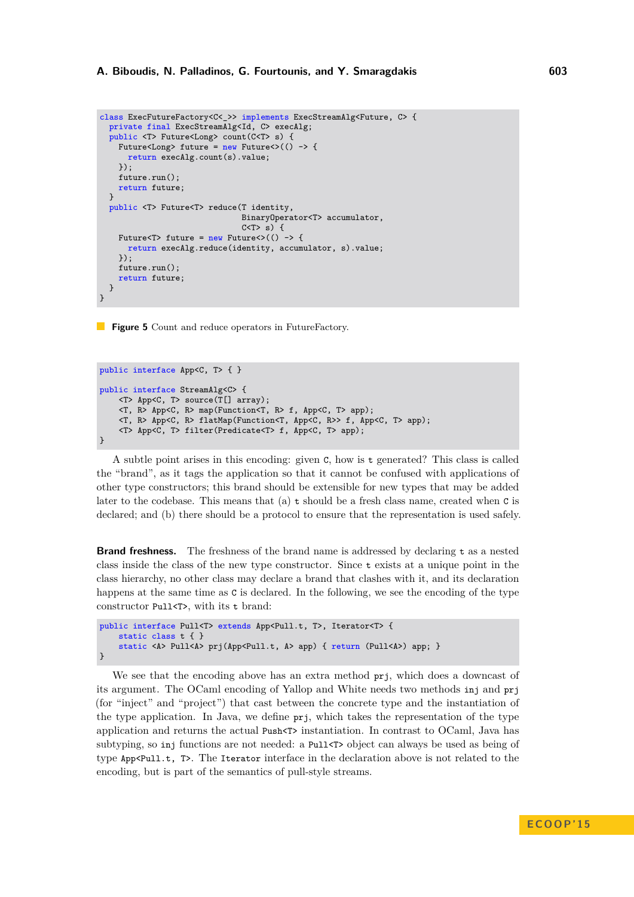```java
class ExecFutureFactory<C<_>> implements ExecStreamAlg<Future, C> {
  private final ExecStreamAlg<Id, C> execAlg;
  public <T> Future<Long> count(C<T> s) {
    Future<Long> future = new Future<>(() -> {
      return execAlg.count(s).value;
    });
    future.run();
    return future;
  }
  public <T> Future<T> reduce(T identity,
                              BinaryOperator<T> accumulator,
                              C<T> s) {
    Future<T> future = new Future<>(() -> {
      return execAlg.reduce(identity, accumulator, s).value;
    });
    future.run();
    return future;
  }
}
```

**Figure 5** Count and reduce operators in FutureFactory.

```java
public interface App<C, T> { }

public interface StreamAlg<C> {
    <T> App<C, T> source(T[] array);
    <T, R> App<C, R> map(Function<T, R> f, App<C, T> app);
    <T, R> App<C, R> flatMap(Function<T, App<C, R>> f, App<C, T> app);
    <T> App<C, T> filter(Predicate<T> f, App<C, T> app);
}
```

A subtle point arises in this encoding: given `C`, how is `t` generated? This class is called the "brand", as it tags the application so that it cannot be confused with applications of other type constructors; this brand should be extensible for new types that may be added later to the codebase. This means that (a) `t` should be a fresh class name, created when `C` is declared; and (b) there should be a protocol to ensure that the representation is used safely.

**Brand freshness.** The freshness of the brand name is addressed by declaring `t` as a nested class inside the class of the new type constructor. Since `t` exists at a unique point in the class hierarchy, no other class may declare a brand that clashes with it, and its declaration happens at the same time as `C` is declared. In the following, we see the encoding of the type constructor `Pull<T>`, with its `t` brand:

```java
public interface Pull<T> extends App<Pull.t, T>, Iterator<T> {
    static class t { }
    static <A> Pull<A> prj(App<Pull.t, A> app) { return (Pull<A>) app; }
}
```

We see that the encoding above has an extra method `prj`, which does a downcast of its argument. The OCaml encoding of Yallop and White needs two methods `inj` and `prj` (for "inject" and "project") that cast between the concrete type and the instantiation of the type application. In Java, we define `prj`, which takes the representation of the type application and returns the actual `Push<T>` instantiation. In contrast to OCaml, Java has subtyping, so `inj` functions are not needed: a `Pull<T>` object can always be used as being of type `App<Pull.t, T>`. The `Iterator` interface in the declaration above is not related to the encoding, but is part of the semantics of pull-style streams.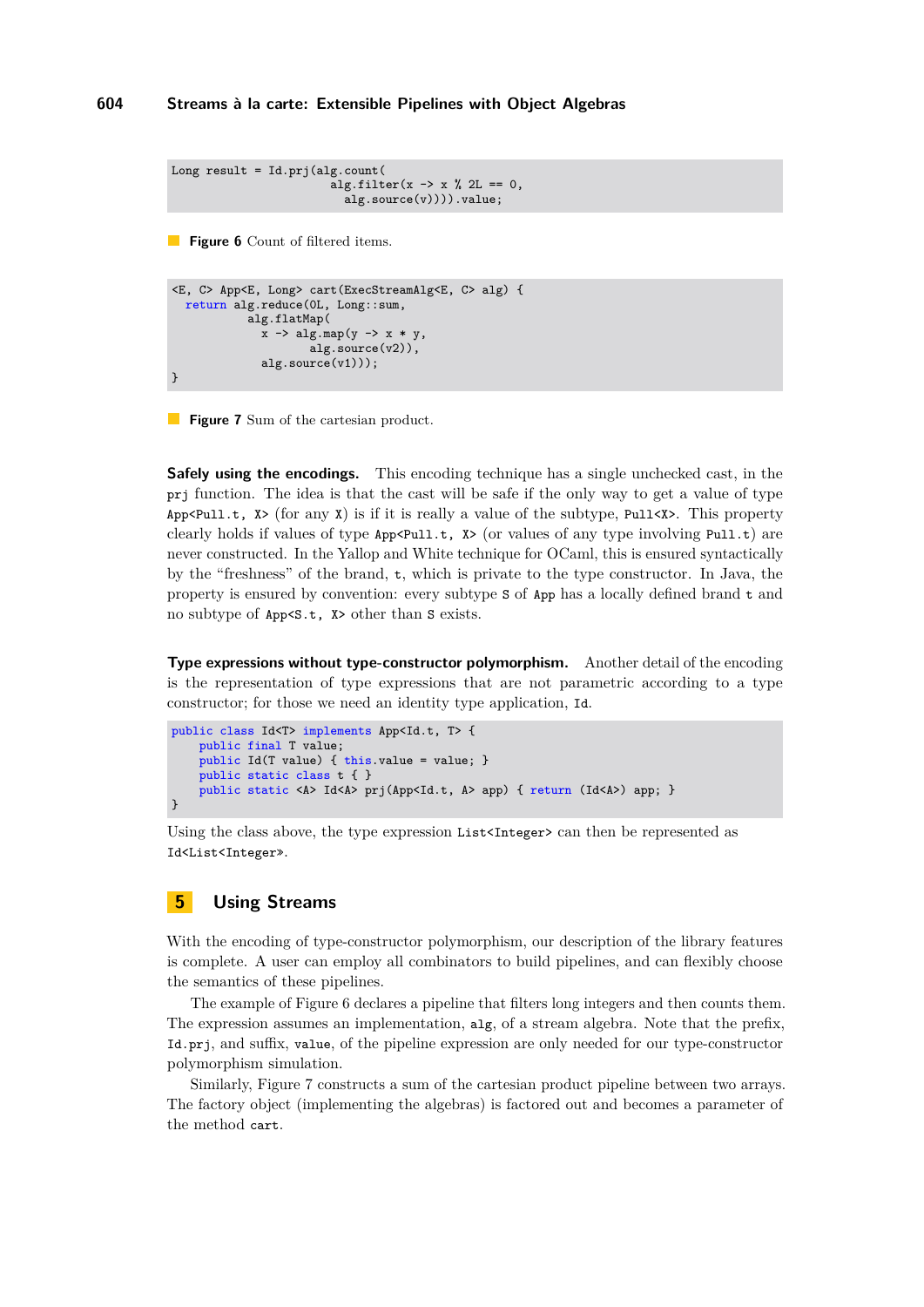```
Long result = Id.prj(alg.count(
                       alg.filter(x -> x % 2L == 0,
                         alg.source(v)))).value;
```

**Figure 6** Count of filtered items.

```
<E, C> App<E, Long> cart(ExecStreamAlg<E, C> alg) {
  return alg.reduce(0L, Long::sum,
           alg.flatMap(
             x -> alg.map(y -> x * y,
                    alg.source(v2)),
             alg.source(v1)));
}
```

**Figure 7** Sum of the cartesian product.

**Safely using the encodings.** This encoding technique has a single unchecked cast, in the `prj` function. The idea is that the cast will be safe if the only way to get a value of type `App<Pull.t, X>` (for any `X`) is if it is really a value of the subtype, `Pull<X>`. This property clearly holds if values of type `App<Pull.t, X>` (or values of any type involving `Pull.t`) are never constructed. In the Yallop and White technique for OCaml, this is ensured syntactically by the "freshness" of the brand, `t`, which is private to the type constructor. In Java, the property is ensured by convention: every subtype `S` of `App` has a locally defined brand `t` and no subtype of `App<S.t, X>` other than `S` exists.

**Type expressions without type-constructor polymorphism.** Another detail of the encoding is the representation of type expressions that are not parametric according to a type constructor; for those we need an identity type application, `Id`.

```
public class Id<T> implements App<Id.t, T> {
    public final T value;
    public Id(T value) { this.value = value; }
    public static class t { }
    public static <A> Id<A> prj(App<Id.t, A> app) { return (Id<A>) app; }
}
```

Using the class above, the type expression `List<Integer>` can then be represented as `Id<List<Integer»`.

## 5 Using Streams

With the encoding of type-constructor polymorphism, our description of the library features is complete. A user can employ all combinators to build pipelines, and can flexibly choose the semantics of these pipelines.

The example of Figure 6 declares a pipeline that filters long integers and then counts them. The expression assumes an implementation, `alg`, of a stream algebra. Note that the prefix, `Id.prj`, and suffix, `value`, of the pipeline expression are only needed for our type-constructor polymorphism simulation.

Similarly, Figure 7 constructs a sum of the cartesian product pipeline between two arrays. The factory object (implementing the algebras) is factored out and becomes a parameter of the method `cart`.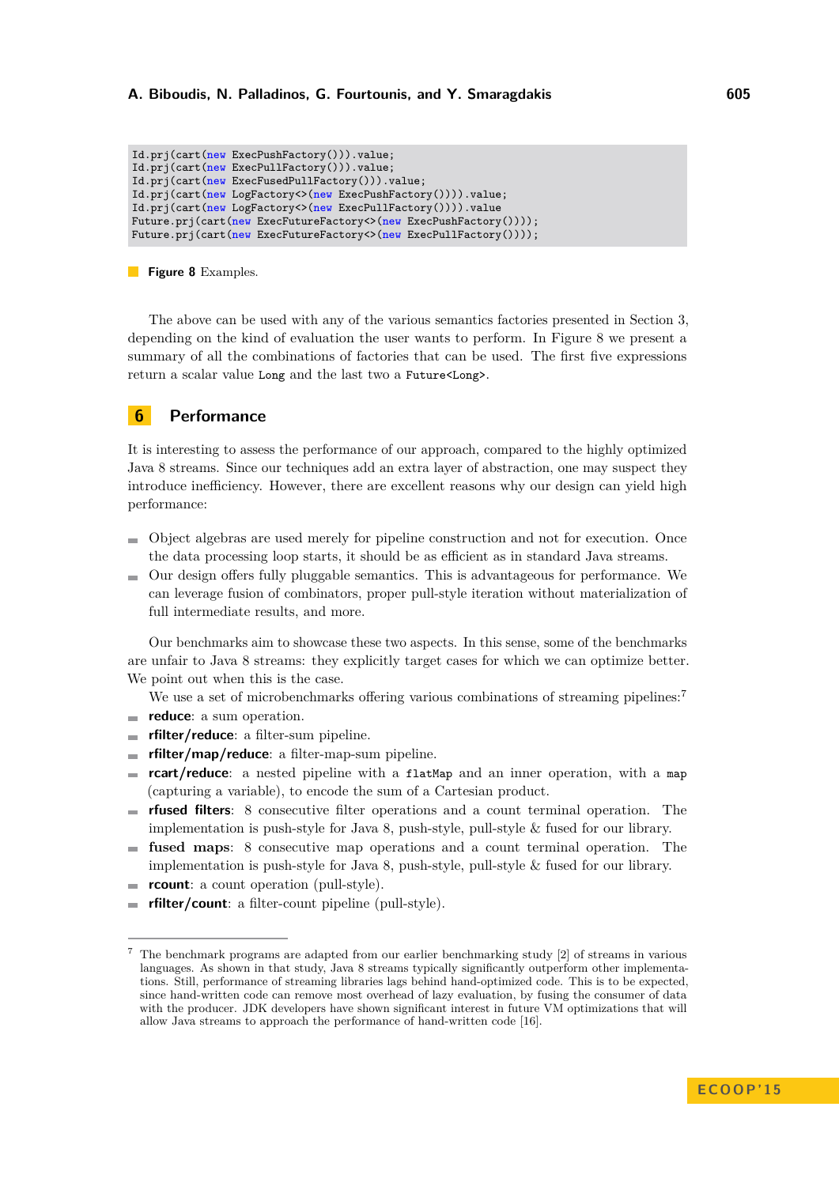```
Id.prj(cart(new ExecPushFactory())).value;
Id.prj(cart(new ExecPullFactory())).value;
Id.prj(cart(new ExecFusedPullFactory())).value;
Id.prj(cart(new LogFactory<>(new ExecPushFactory()))).value;
Id.prj(cart(new LogFactory<>(new ExecPullFactory()))).value
Future.prj(cart(new ExecFutureFactory<>(new ExecPushFactory())));
Future.prj(cart(new ExecFutureFactory<>(new ExecPullFactory())));
```

**Figure 8** Examples.

The above can be used with any of the various semantics factories presented in Section 3, depending on the kind of evaluation the user wants to perform. In Figure 8 we present a summary of all the combinations of factories that can be used. The first five expressions return a scalar value `Long` and the last two a `Future<Long>`.

## 6 Performance

It is interesting to assess the performance of our approach, compared to the highly optimized Java 8 streams. Since our techniques add an extra layer of abstraction, one may suspect they introduce inefficiency. However, there are excellent reasons why our design can yield high performance:

- Object algebras are used merely for pipeline construction and not for execution. Once the data processing loop starts, it should be as efficient as in standard Java streams.
- Our design offers fully pluggable semantics. This is advantageous for performance. We can leverage fusion of combinators, proper pull-style iteration without materialization of full intermediate results, and more.

Our benchmarks aim to showcase these two aspects. In this sense, some of the benchmarks are unfair to Java 8 streams: they explicitly target cases for which we can optimize better. We point out when this is the case.

We use a set of microbenchmarks offering various combinations of streaming pipelines:[7]

- **reduce**: a sum operation.
- **rfilter/reduce**: a filter-sum pipeline.
- **rfilter/map/reduce**: a filter-map-sum pipeline.
- **rcart/reduce**: a nested pipeline with a `flatMap` and an inner operation, with a `map` (capturing a variable), to encode the sum of a Cartesian product.
- **rfused filters**: 8 consecutive filter operations and a count terminal operation. The implementation is push-style for Java 8, push-style, pull-style & fused for our library.
- **fused maps**: 8 consecutive map operations and a count terminal operation. The implementation is push-style for Java 8, push-style, pull-style & fused for our library.
- **rcount**: a count operation (pull-style).
- **rfilter/count**: a filter-count pipeline (pull-style).

---

[7] The benchmark programs are adapted from our earlier benchmarking study [2] of streams in various languages. As shown in that study, Java 8 streams typically significantly outperform other implementations. Still, performance of streaming libraries lags behind hand-optimized code. This is to be expected, since hand-written code can remove most overhead of lazy evaluation, by fusing the consumer of data with the producer. JDK developers have shown significant interest in future VM optimizations that will allow Java streams to approach the performance of hand-written code [16].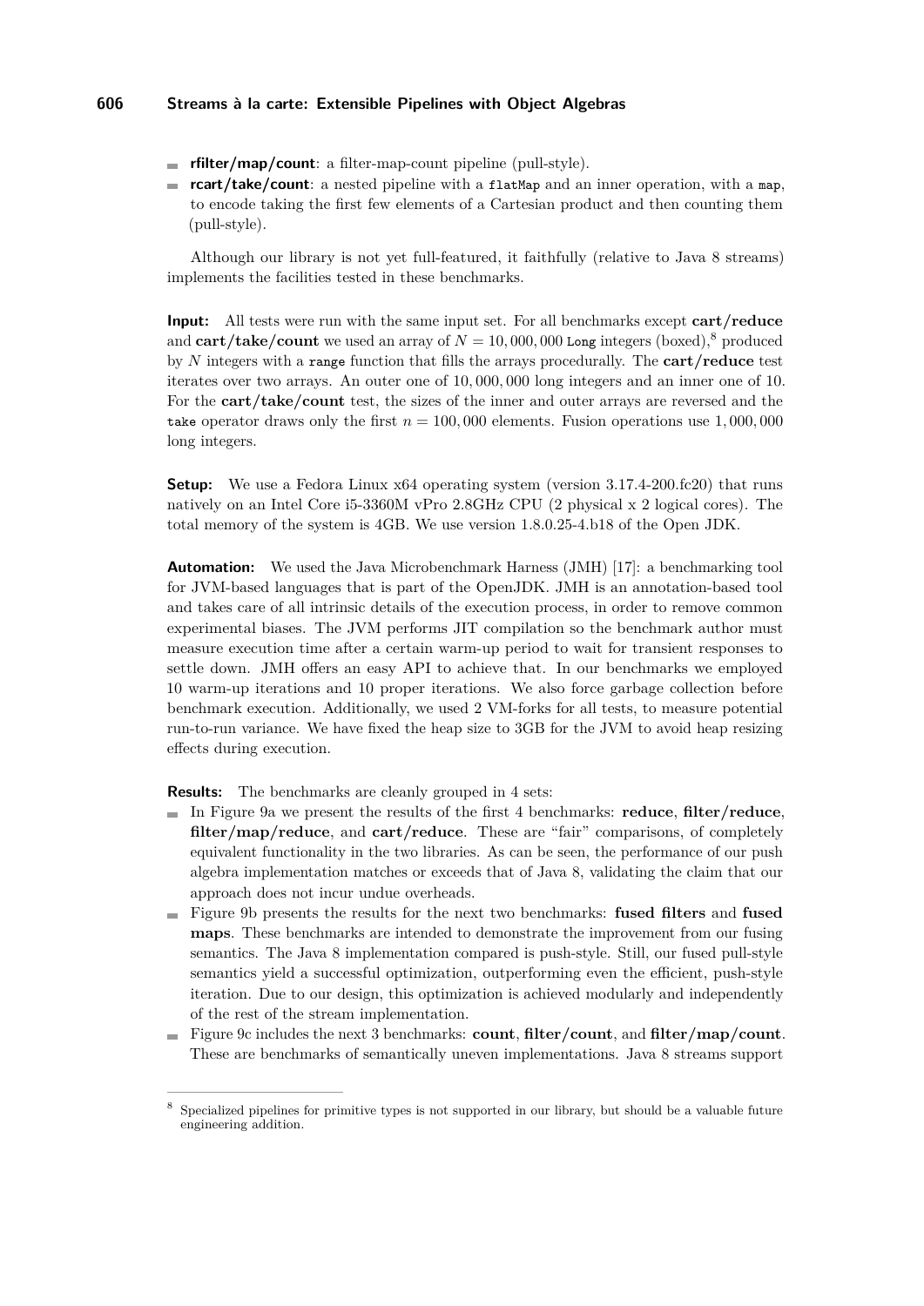- **rfilter/map/count**: a filter-map-count pipeline (pull-style).
- **rcart/take/count**: a nested pipeline with a `flatMap` and an inner operation, with a `map`, to encode taking the first few elements of a Cartesian product and then counting them (pull-style).

Although our library is not yet full-featured, it faithfully (relative to Java 8 streams) implements the facilities tested in these benchmarks.

**Input:** All tests were run with the same input set. For all benchmarks except **cart/reduce** and **cart/take/count** we used an array of $N = 10,000,000$ `Long` integers (boxed),[8] produced by $N$ integers with a `range` function that fills the arrays procedurally. The **cart/reduce** test iterates over two arrays. An outer one of $10,000,000$ long integers and an inner one of 10. For the **cart/take/count** test, the sizes of the inner and outer arrays are reversed and the `take` operator draws only the first $n = 100,000$ elements. Fusion operations use $1,000,000$ long integers.

**Setup:** We use a Fedora Linux x64 operating system (version 3.17.4-200.fc20) that runs natively on an Intel Core i5-3360M vPro 2.8GHz CPU (2 physical x 2 logical cores). The total memory of the system is 4GB. We use version 1.8.0.25-4.b18 of the Open JDK.

**Automation:** We used the Java Microbenchmark Harness (JMH) [17]: a benchmarking tool for JVM-based languages that is part of the OpenJDK. JMH is an annotation-based tool and takes care of all intrinsic details of the execution process, in order to remove common experimental biases. The JVM performs JIT compilation so the benchmark author must measure execution time after a certain warm-up period to wait for transient responses to settle down. JMH offers an easy API to achieve that. In our benchmarks we employed 10 warm-up iterations and 10 proper iterations. We also force garbage collection before benchmark execution. Additionally, we used 2 VM-forks for all tests, to measure potential run-to-run variance. We have fixed the heap size to 3GB for the JVM to avoid heap resizing effects during execution.

**Results:** The benchmarks are cleanly grouped in 4 sets:

- In Figure 9a we present the results of the first 4 benchmarks: **reduce**, **filter/reduce**, **filter/map/reduce**, and **cart/reduce**. These are "fair" comparisons, of completely equivalent functionality in the two libraries. As can be seen, the performance of our push algebra implementation matches or exceeds that of Java 8, validating the claim that our approach does not incur undue overheads.
- Figure 9b presents the results for the next two benchmarks: **fused filters** and **fused maps**. These benchmarks are intended to demonstrate the improvement from our fusing semantics. The Java 8 implementation compared is push-style. Still, our fused pull-style semantics yield a successful optimization, outperforming even the efficient, push-style iteration. Due to our design, this optimization is achieved modularly and independently of the rest of the stream implementation.
- Figure 9c includes the next 3 benchmarks: **count**, **filter/count**, and **filter/map/count**. These are benchmarks of semantically uneven implementations. Java 8 streams support

[8] Specialized pipelines for primitive types is not supported in our library, but should be a valuable future engineering addition.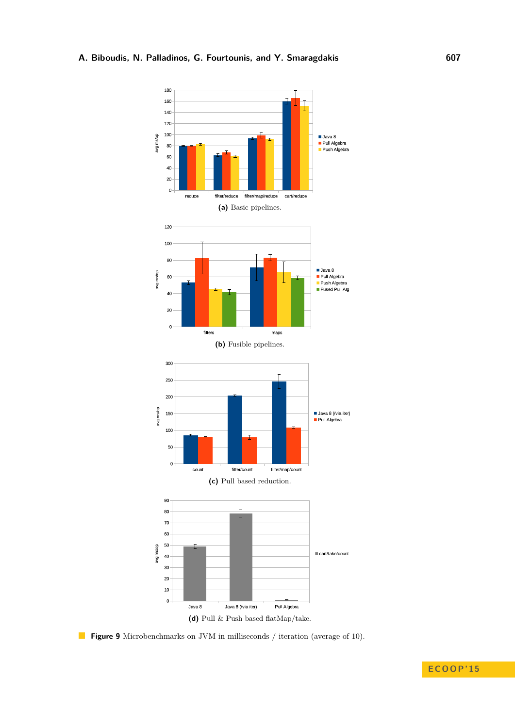**(a)** Basic pipelines.

**(b)** Fusible pipelines.

**(c)** Pull based reduction.

**(d)** Pull & Push based flatMap/take.

**Figure 9** Microbenchmarks on JVM in milliseconds / iteration (average of 10).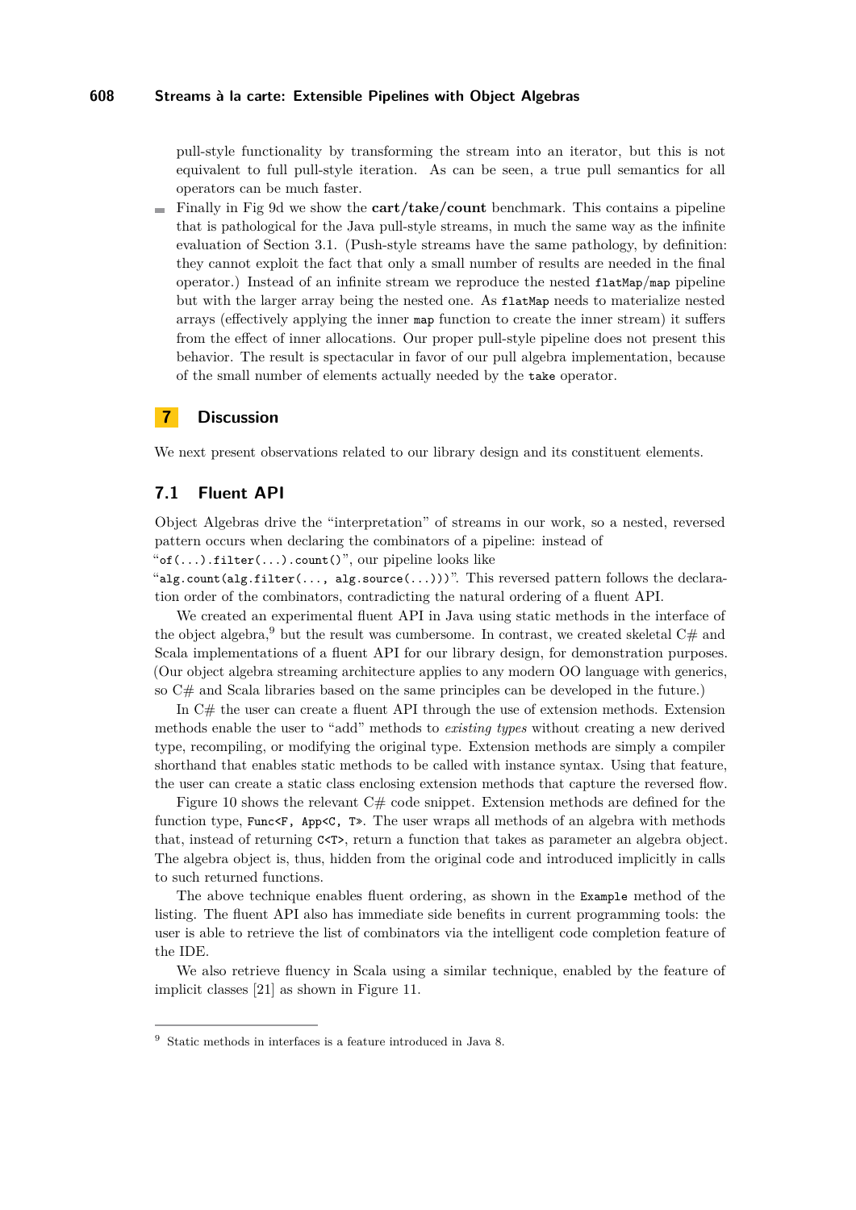pull-style functionality by transforming the stream into an iterator, but this is not equivalent to full pull-style iteration. As can be seen, a true pull semantics for all operators can be much faster.

- Finally in Fig 9d we show the **cart/take/count** benchmark. This contains a pipeline that is pathological for the Java pull-style streams, in much the same way as the infinite evaluation of Section 3.1. (Push-style streams have the same pathology, by definition: they cannot exploit the fact that only a small number of results are needed in the final operator.) Instead of an infinite stream we reproduce the nested `flatMap`/`map` pipeline but with the larger array being the nested one. As `flatMap` needs to materialize nested arrays (effectively applying the inner `map` function to create the inner stream) it suffers from the effect of inner allocations. Our proper pull-style pipeline does not present this behavior. The result is spectacular in favor of our pull algebra implementation, because of the small number of elements actually needed by the `take` operator.

## 7 Discussion

We next present observations related to our library design and its constituent elements.

### 7.1 Fluent API

Object Algebras drive the "interpretation" of streams in our work, so a nested, reversed pattern occurs when declaring the combinators of a pipeline: instead of "`of(...).filter(...).count()`", our pipeline looks like "`alg.count(alg.filter(..., alg.source(...)))`". This reversed pattern follows the declaration order of the combinators, contradicting the natural ordering of a fluent API.

We created an experimental fluent API in Java using static methods in the interface of the object algebra,[9] but the result was cumbersome. In contrast, we created skeletal C# and Scala implementations of a fluent API for our library design, for demonstration purposes. (Our object algebra streaming architecture applies to any modern OO language with generics, so C# and Scala libraries based on the same principles can be developed in the future.)

In C# the user can create a fluent API through the use of extension methods. Extension methods enable the user to "add" methods to *existing types* without creating a new derived type, recompiling, or modifying the original type. Extension methods are simply a compiler shorthand that enables static methods to be called with instance syntax. Using that feature, the user can create a static class enclosing extension methods that capture the reversed flow.

Figure 10 shows the relevant C# code snippet. Extension methods are defined for the function type, `Func<F, App<C, T>>`. The user wraps all methods of an algebra with methods that, instead of returning `C<T>`, return a function that takes as parameter an algebra object. The algebra object is, thus, hidden from the original code and introduced implicitly in calls to such returned functions.

The above technique enables fluent ordering, as shown in the `Example` method of the listing. The fluent API also has immediate side benefits in current programming tools: the user is able to retrieve the list of combinators via the intelligent code completion feature of the IDE.

We also retrieve fluency in Scala using a similar technique, enabled by the feature of implicit classes [21] as shown in Figure 11.

---

[9] Static methods in interfaces is a feature introduced in Java 8.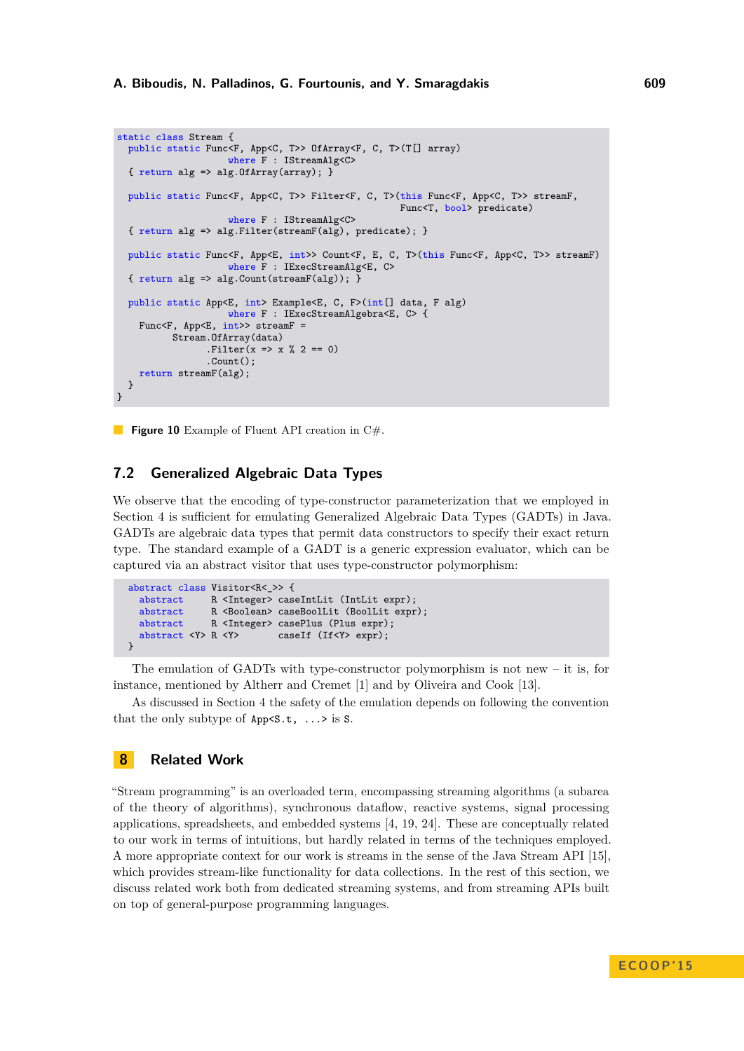```
static class Stream {
  public static Func<F, App<C, T>> OfArray<F, C, T>(T[] array)
                  where F : IStreamAlg<C>
  { return alg => alg.OfArray(array); }

  public static Func<F, App<C, T>> Filter<F, C, T>(this Func<F, App<C, T>> streamF,
                                                    Func<T, bool> predicate)
                  where F : IStreamAlg<C>
  { return alg => alg.Filter(streamF(alg), predicate); }

  public static Func<F, App<E, int>> Count<F, E, C, T>(this Func<F, App<C, T>> streamF)
                  where F : IExecStreamAlg<E, C>
  { return alg => alg.Count(streamF(alg)); }

  public static App<E, int> Example<E, C, F>(int[] data, F alg)
                  where F : IExecStreamAlgebra<E, C> {
    Func<F, App<E, int>> streamF =
          Stream.OfArray(data)
                .Filter(x => x % 2 == 0)
                .Count();
    return streamF(alg);
  }
}
```

**Figure 10** Example of Fluent API creation in C#.

## 7.2 Generalized Algebraic Data Types

We observe that the encoding of type-constructor parameterization that we employed in Section 4 is sufficient for emulating Generalized Algebraic Data Types (GADTs) in Java. GADTs are algebraic data types that permit data constructors to specify their exact return type. The standard example of a GADT is a generic expression evaluator, which can be captured via an abstract visitor that uses type-constructor polymorphism:

```
abstract class Visitor<R<_>> {
  abstract     R <Integer> caseIntLit (IntLit expr);
  abstract     R <Boolean> caseBoolLit (BoolLit expr);
  abstract     R <Integer> casePlus (Plus expr);
  abstract <Y> R <Y>       caseIf (If<Y> expr);
}
```

The emulation of GADTs with type-constructor polymorphism is not new – it is, for instance, mentioned by Altherr and Cremet [1] and by Oliveira and Cook [13].

As discussed in Section 4 the safety of the emulation depends on following the convention that the only subtype of `App<S.t, ...>` is `S`.

# 8 Related Work

"Stream programming" is an overloaded term, encompassing streaming algorithms (a subarea of the theory of algorithms), synchronous dataflow, reactive systems, signal processing applications, spreadsheets, and embedded systems [4, 19, 24]. These are conceptually related to our work in terms of intuitions, but hardly related in terms of the techniques employed. A more appropriate context for our work is streams in the sense of the Java Stream API [15], which provides stream-like functionality for data collections. In the rest of this section, we discuss related work both from dedicated streaming systems, and from streaming APIs built on top of general-purpose programming languages.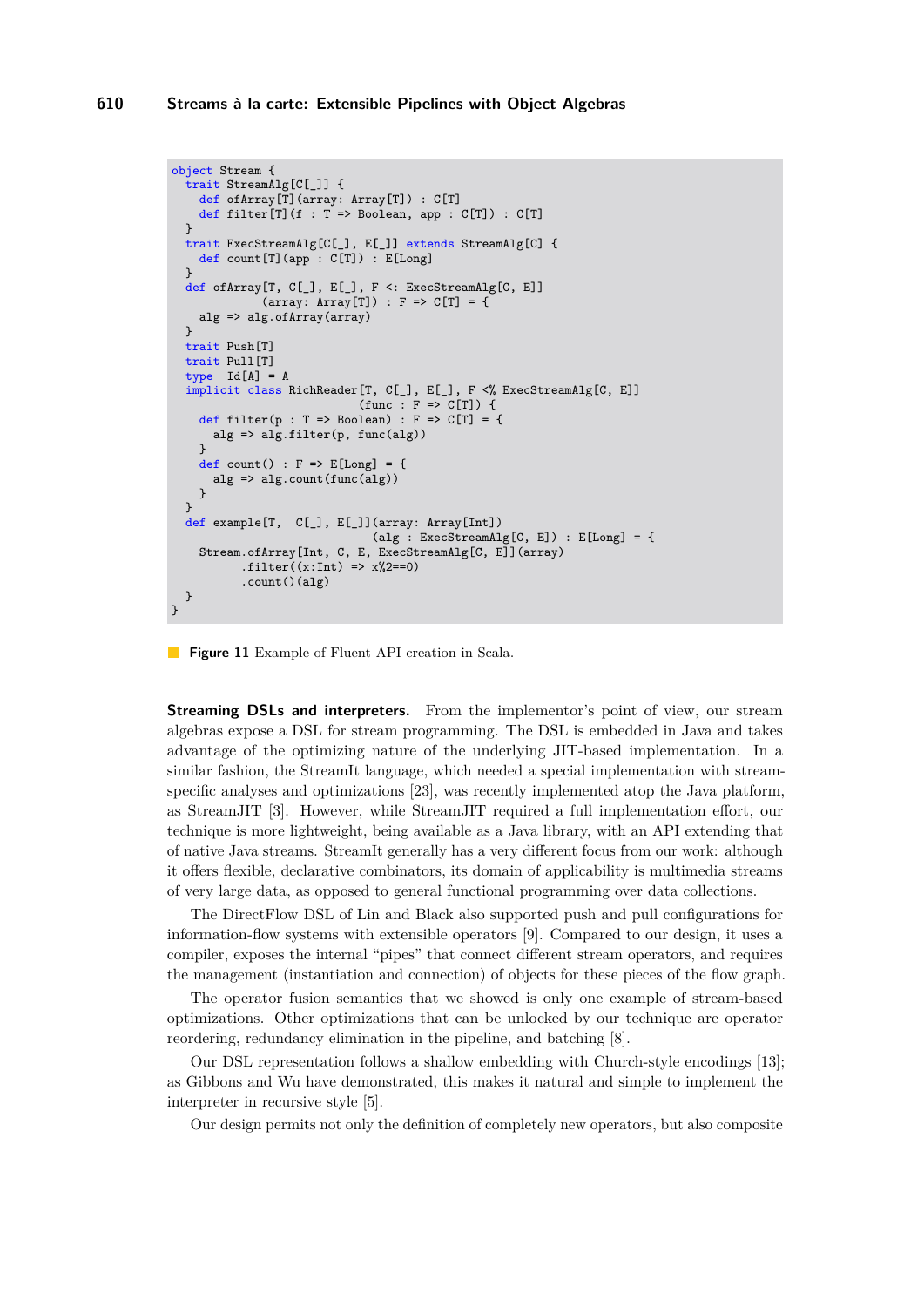```scala
object Stream {
  trait StreamAlg[C[_]] {
    def ofArray[T](array: Array[T]) : C[T]
    def filter[T](f : T => Boolean, app : C[T]) : C[T]
  }
  trait ExecStreamAlg[C[_], E[_]] extends StreamAlg[C] {
    def count[T](app : C[T]) : E[Long]
  }
  def ofArray[T, C[_], E[_], F <: ExecStreamAlg[C, E]]
             (array: Array[T]) : F => C[T] = {
    alg => alg.ofArray(array)
  }
  trait Push[T]
  trait Pull[T]
  type  Id[A] = A
  implicit class RichReader[T, C[_], E[_], F <% ExecStreamAlg[C, E]]
                          (func : F => C[T]) {
    def filter(p : T => Boolean) : F => C[T] = {
      alg => alg.filter(p, func(alg))
    }
    def count() : F => E[Long] = {
      alg => alg.count(func(alg))
    }
  }
  def example[T,  C[_], E[_]](array: Array[Int])
                            (alg : ExecStreamAlg[C, E]) : E[Long] = {
    Stream.ofArray[Int, C, E, ExecStreamAlg[C, E]](array)
          .filter((x:Int) => x%2==0)
          .count()(alg)
  }
}
```

**Figure 11** Example of Fluent API creation in Scala.

**Streaming DSLs and interpreters.** From the implementor's point of view, our stream algebras expose a DSL for stream programming. The DSL is embedded in Java and takes advantage of the optimizing nature of the underlying JIT-based implementation. In a similar fashion, the StreamIt language, which needed a special implementation with stream-specific analyses and optimizations [23], was recently implemented atop the Java platform, as StreamJIT [3]. However, while StreamJIT required a full implementation effort, our technique is more lightweight, being available as a Java library, with an API extending that of native Java streams. StreamIt generally has a very different focus from our work: although it offers flexible, declarative combinators, its domain of applicability is multimedia streams of very large data, as opposed to general functional programming over data collections.

The DirectFlow DSL of Lin and Black also supported push and pull configurations for information-flow systems with extensible operators [9]. Compared to our design, it uses a compiler, exposes the internal "pipes" that connect different stream operators, and requires the management (instantiation and connection) of objects for these pieces of the flow graph.

The operator fusion semantics that we showed is only one example of stream-based optimizations. Other optimizations that can be unlocked by our technique are operator reordering, redundancy elimination in the pipeline, and batching [8].

Our DSL representation follows a shallow embedding with Church-style encodings [13]; as Gibbons and Wu have demonstrated, this makes it natural and simple to implement the interpreter in recursive style [5].

Our design permits not only the definition of completely new operators, but also composite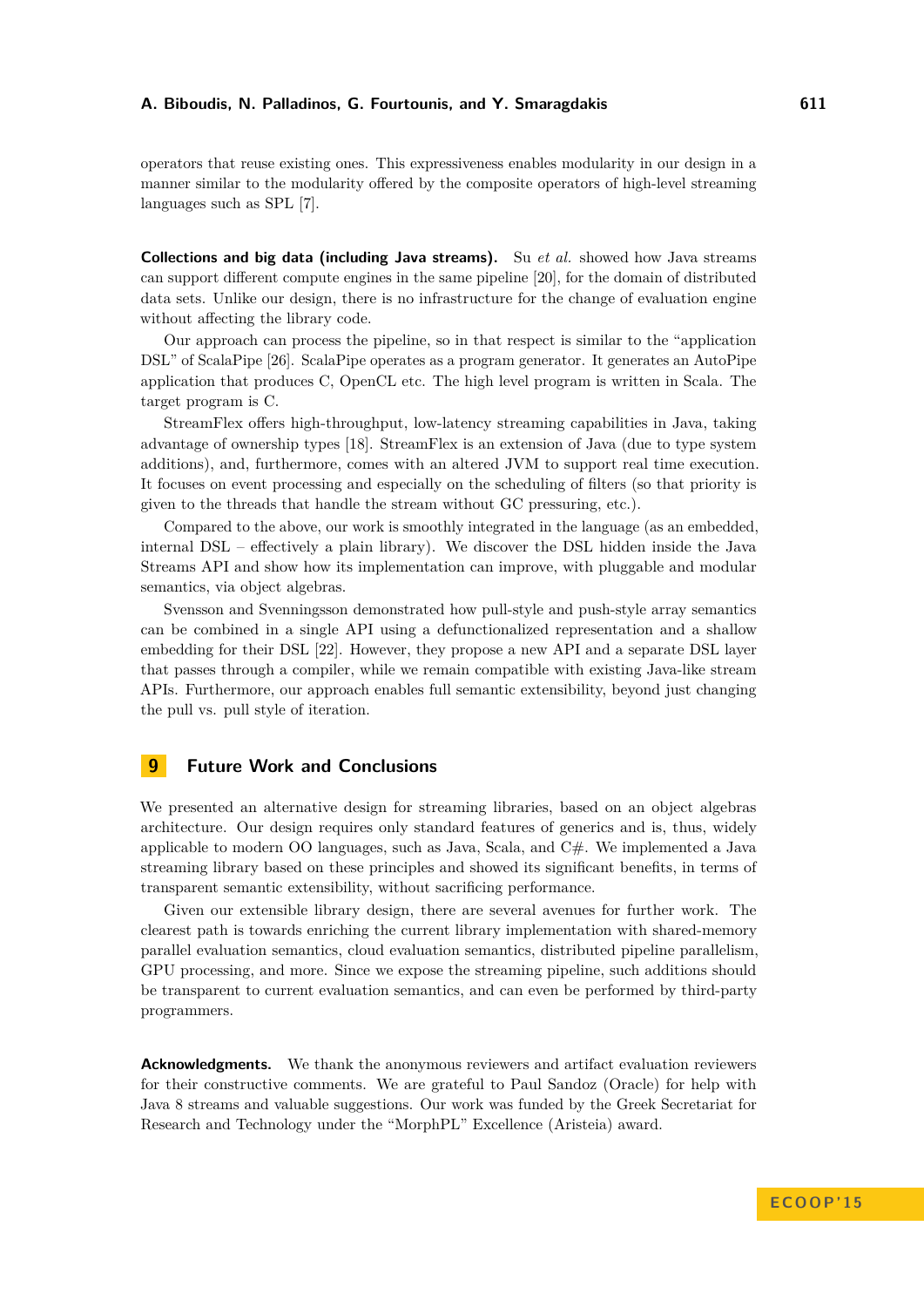operators that reuse existing ones. This expressiveness enables modularity in our design in a manner similar to the modularity offered by the composite operators of high-level streaming languages such as SPL [7].

**Collections and big data (including Java streams).** Su *et al.* showed how Java streams can support different compute engines in the same pipeline [20], for the domain of distributed data sets. Unlike our design, there is no infrastructure for the change of evaluation engine without affecting the library code.

Our approach can process the pipeline, so in that respect is similar to the "application DSL" of ScalaPipe [26]. ScalaPipe operates as a program generator. It generates an AutoPipe application that produces C, OpenCL etc. The high level program is written in Scala. The target program is C.

StreamFlex offers high-throughput, low-latency streaming capabilities in Java, taking advantage of ownership types [18]. StreamFlex is an extension of Java (due to type system additions), and, furthermore, comes with an altered JVM to support real time execution. It focuses on event processing and especially on the scheduling of filters (so that priority is given to the threads that handle the stream without GC pressuring, etc.).

Compared to the above, our work is smoothly integrated in the language (as an embedded, internal DSL – effectively a plain library). We discover the DSL hidden inside the Java Streams API and show how its implementation can improve, with pluggable and modular semantics, via object algebras.

Svensson and Svenningsson demonstrated how pull-style and push-style array semantics can be combined in a single API using a defunctionalized representation and a shallow embedding for their DSL [22]. However, they propose a new API and a separate DSL layer that passes through a compiler, while we remain compatible with existing Java-like stream APIs. Furthermore, our approach enables full semantic extensibility, beyond just changing the pull vs. pull style of iteration.

## 9 Future Work and Conclusions

We presented an alternative design for streaming libraries, based on an object algebras architecture. Our design requires only standard features of generics and is, thus, widely applicable to modern OO languages, such as Java, Scala, and C#. We implemented a Java streaming library based on these principles and showed its significant benefits, in terms of transparent semantic extensibility, without sacrificing performance.

Given our extensible library design, there are several avenues for further work. The clearest path is towards enriching the current library implementation with shared-memory parallel evaluation semantics, cloud evaluation semantics, distributed pipeline parallelism, GPU processing, and more. Since we expose the streaming pipeline, such additions should be transparent to current evaluation semantics, and can even be performed by third-party programmers.

**Acknowledgments.** We thank the anonymous reviewers and artifact evaluation reviewers for their constructive comments. We are grateful to Paul Sandoz (Oracle) for help with Java 8 streams and valuable suggestions. Our work was funded by the Greek Secretariat for Research and Technology under the "MorphPL" Excellence (Aristeia) award.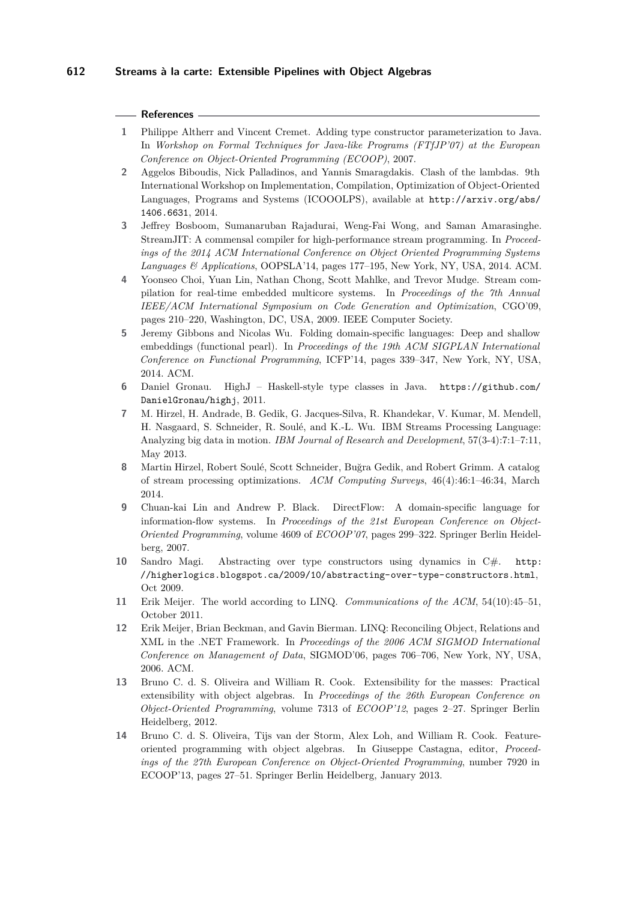## References

1. Philippe Altherr and Vincent Cremet. Adding type constructor parameterization to Java. In *Workshop on Formal Techniques for Java-like Programs (FTfJP'07) at the European Conference on Object-Oriented Programming (ECOOP)*, 2007.
2. Aggelos Biboudis, Nick Palladinos, and Yannis Smaragdakis. Clash of the lambdas. 9th International Workshop on Implementation, Compilation, Optimization of Object-Oriented Languages, Programs and Systems (ICOOOLPS), available at `http://arxiv.org/abs/1406.6631`, 2014.
3. Jeffrey Bosboom, Sumanaruban Rajadurai, Weng-Fai Wong, and Saman Amarasinghe. StreamJIT: A commensal compiler for high-performance stream programming. In *Proceedings of the 2014 ACM International Conference on Object Oriented Programming Systems Languages & Applications*, OOPSLA'14, pages 177–195, New York, NY, USA, 2014. ACM.
4. Yoonseo Choi, Yuan Lin, Nathan Chong, Scott Mahlke, and Trevor Mudge. Stream compilation for real-time embedded multicore systems. In *Proceedings of the 7th Annual IEEE/ACM International Symposium on Code Generation and Optimization*, CGO'09, pages 210–220, Washington, DC, USA, 2009. IEEE Computer Society.
5. Jeremy Gibbons and Nicolas Wu. Folding domain-specific languages: Deep and shallow embeddings (functional pearl). In *Proceedings of the 19th ACM SIGPLAN International Conference on Functional Programming*, ICFP'14, pages 339–347, New York, NY, USA, 2014. ACM.
6. Daniel Gronau. HighJ – Haskell-style type classes in Java. `https://github.com/DanielGronau/highj`, 2011.
7. M. Hirzel, H. Andrade, B. Gedik, G. Jacques-Silva, R. Khandekar, V. Kumar, M. Mendell, H. Nasgaard, S. Schneider, R. Soulé, and K.-L. Wu. IBM Streams Processing Language: Analyzing big data in motion. *IBM Journal of Research and Development*, 57(3-4):7:1–7:11, May 2013.
8. Martin Hirzel, Robert Soulé, Scott Schneider, Buğra Gedik, and Robert Grimm. A catalog of stream processing optimizations. *ACM Computing Surveys*, 46(4):46:1–46:34, March 2014.
9. Chuan-kai Lin and Andrew P. Black. DirectFlow: A domain-specific language for information-flow systems. In *Proceedings of the 21st European Conference on Object-Oriented Programming*, volume 4609 of *ECOOP'07*, pages 299–322. Springer Berlin Heidelberg, 2007.
10. Sandro Magi. Abstracting over type constructors using dynamics in C#. `http://higherlogics.blogspot.ca/2009/10/abstracting-over-type-constructors.html`, Oct 2009.
11. Erik Meijer. The world according to LINQ. *Communications of the ACM*, 54(10):45–51, October 2011.
12. Erik Meijer, Brian Beckman, and Gavin Bierman. LINQ: Reconciling Object, Relations and XML in the .NET Framework. In *Proceedings of the 2006 ACM SIGMOD International Conference on Management of Data*, SIGMOD'06, pages 706–706, New York, NY, USA, 2006. ACM.
13. Bruno C. d. S. Oliveira and William R. Cook. Extensibility for the masses: Practical extensibility with object algebras. In *Proceedings of the 26th European Conference on Object-Oriented Programming*, volume 7313 of *ECOOP'12*, pages 2–27. Springer Berlin Heidelberg, 2012.
14. Bruno C. d. S. Oliveira, Tijs van der Storm, Alex Loh, and William R. Cook. Feature-oriented programming with object algebras. In Giuseppe Castagna, editor, *Proceedings of the 27th European Conference on Object-Oriented Programming*, number 7920 in ECOOP'13, pages 27–51. Springer Berlin Heidelberg, January 2013.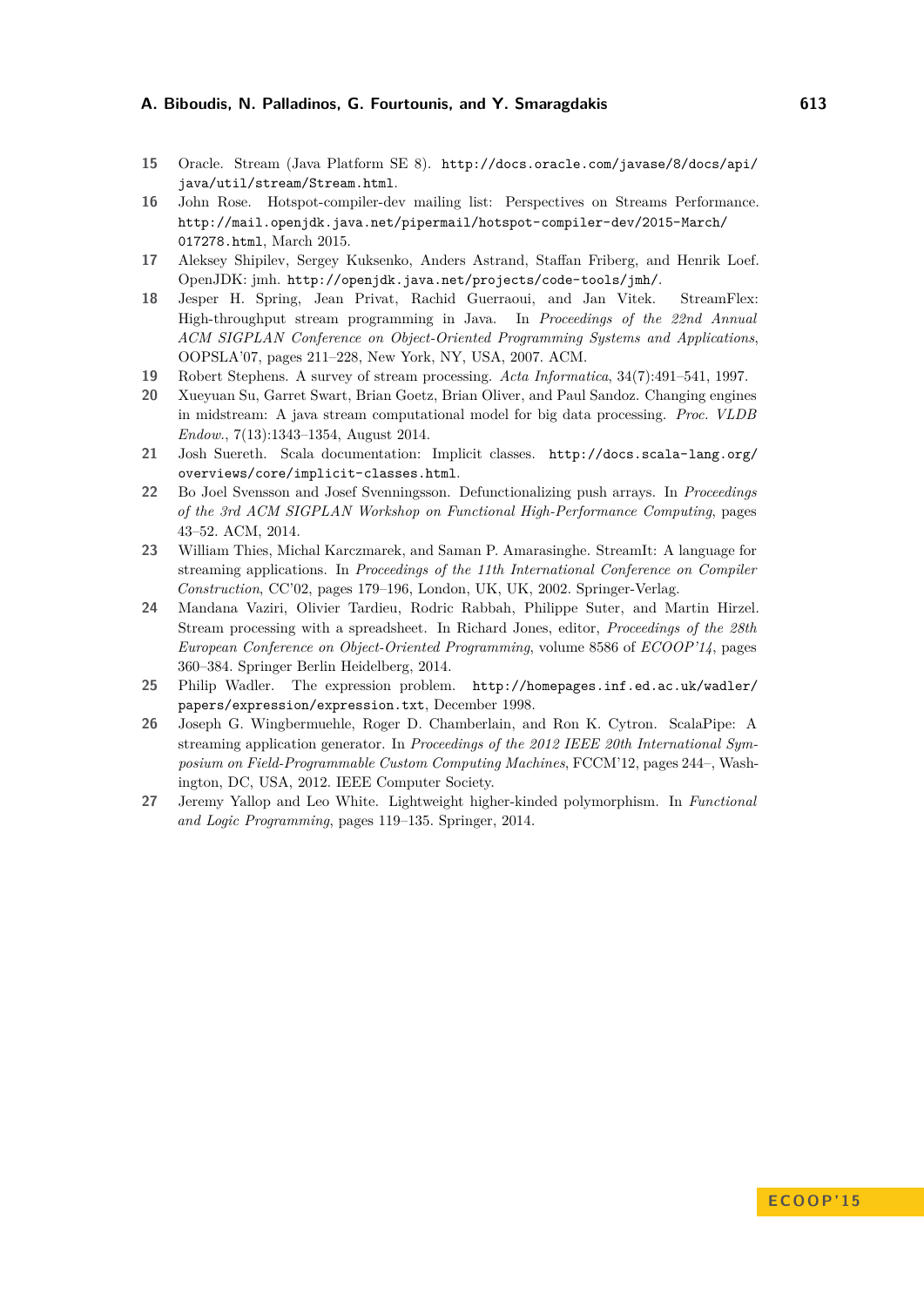15. Oracle. Stream (Java Platform SE 8). http://docs.oracle.com/javase/8/docs/api/java/util/stream/Stream.html.
16. John Rose. Hotspot-compiler-dev mailing list: Perspectives on Streams Performance. http://mail.openjdk.java.net/pipermail/hotspot-compiler-dev/2015-March/017278.html, March 2015.
17. Aleksey Shipilev, Sergey Kuksenko, Anders Astrand, Staffan Friberg, and Henrik Loef. OpenJDK: jmh. http://openjdk.java.net/projects/code-tools/jmh/.
18. Jesper H. Spring, Jean Privat, Rachid Guerraoui, and Jan Vitek. StreamFlex: High-throughput stream programming in Java. In *Proceedings of the 22nd Annual ACM SIGPLAN Conference on Object-Oriented Programming Systems and Applications*, OOPSLA'07, pages 211–228, New York, NY, USA, 2007. ACM.
19. Robert Stephens. A survey of stream processing. *Acta Informatica*, 34(7):491–541, 1997.
20. Xueyuan Su, Garret Swart, Brian Goetz, Brian Oliver, and Paul Sandoz. Changing engines in midstream: A java stream computational model for big data processing. *Proc. VLDB Endow.*, 7(13):1343–1354, August 2014.
21. Josh Suereth. Scala documentation: Implicit classes. http://docs.scala-lang.org/overviews/core/implicit-classes.html.
22. Bo Joel Svensson and Josef Svenningsson. Defunctionalizing push arrays. In *Proceedings of the 3rd ACM SIGPLAN Workshop on Functional High-Performance Computing*, pages 43–52. ACM, 2014.
23. William Thies, Michal Karczmarek, and Saman P. Amarasinghe. StreamIt: A language for streaming applications. In *Proceedings of the 11th International Conference on Compiler Construction*, CC'02, pages 179–196, London, UK, UK, 2002. Springer-Verlag.
24. Mandana Vaziri, Olivier Tardieu, Rodric Rabbah, Philippe Suter, and Martin Hirzel. Stream processing with a spreadsheet. In Richard Jones, editor, *Proceedings of the 28th European Conference on Object-Oriented Programming*, volume 8586 of *ECOOP'14*, pages 360–384. Springer Berlin Heidelberg, 2014.
25. Philip Wadler. The expression problem. http://homepages.inf.ed.ac.uk/wadler/papers/expression/expression.txt, December 1998.
26. Joseph G. Wingbermuehle, Roger D. Chamberlain, and Ron K. Cytron. ScalaPipe: A streaming application generator. In *Proceedings of the 2012 IEEE 20th International Symposium on Field-Programmable Custom Computing Machines*, FCCM'12, pages 244–, Washington, DC, USA, 2012. IEEE Computer Society.
27. Jeremy Yallop and Leo White. Lightweight higher-kinded polymorphism. In *Functional and Logic Programming*, pages 119–135. Springer, 2014.